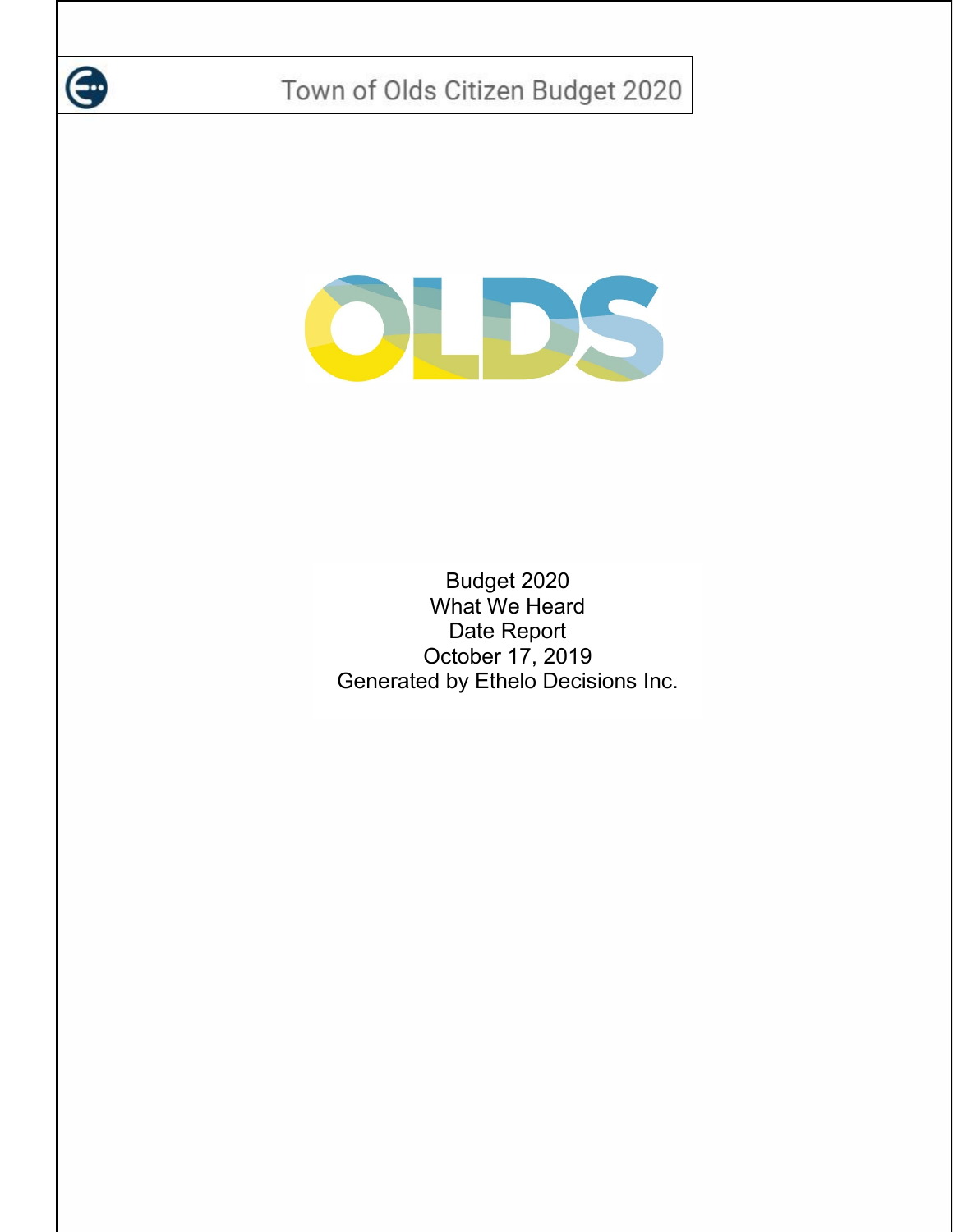Town of Olds Citizen Budget 2020

OLDS

Budget 2020
What We Heard
Date Report
October 17, 2019
Generated by Ethelo Decisions Inc.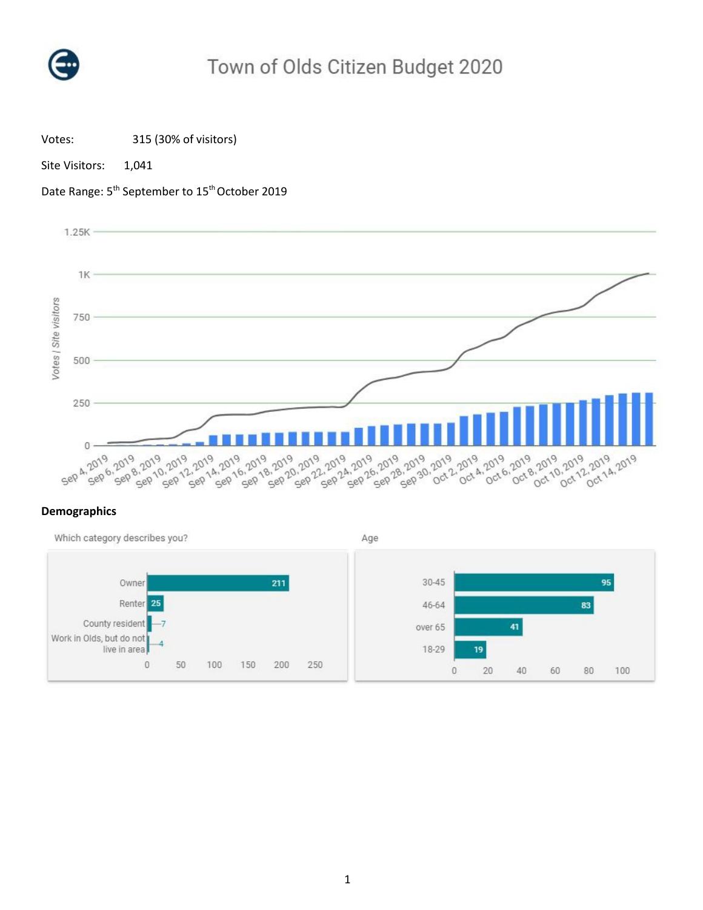# Town of Olds Citizen Budget 2020

Votes: 315 (30% of visitors)

Site Visitors: 1,041

Date Range: 5th September to 15th October 2019

## Demographics

Which category describes you?

| Category | Count |
|---|---|
| Owner | 211 |
| Renter | 25 |
| County resident | 7 |
| Work in Olds, but do not live in area | 4 |

Age

| Age | Count |
|---|---|
| 30-45 | 95 |
| 46-64 | 83 |
| over 65 | 41 |
| 18-29 | 19 |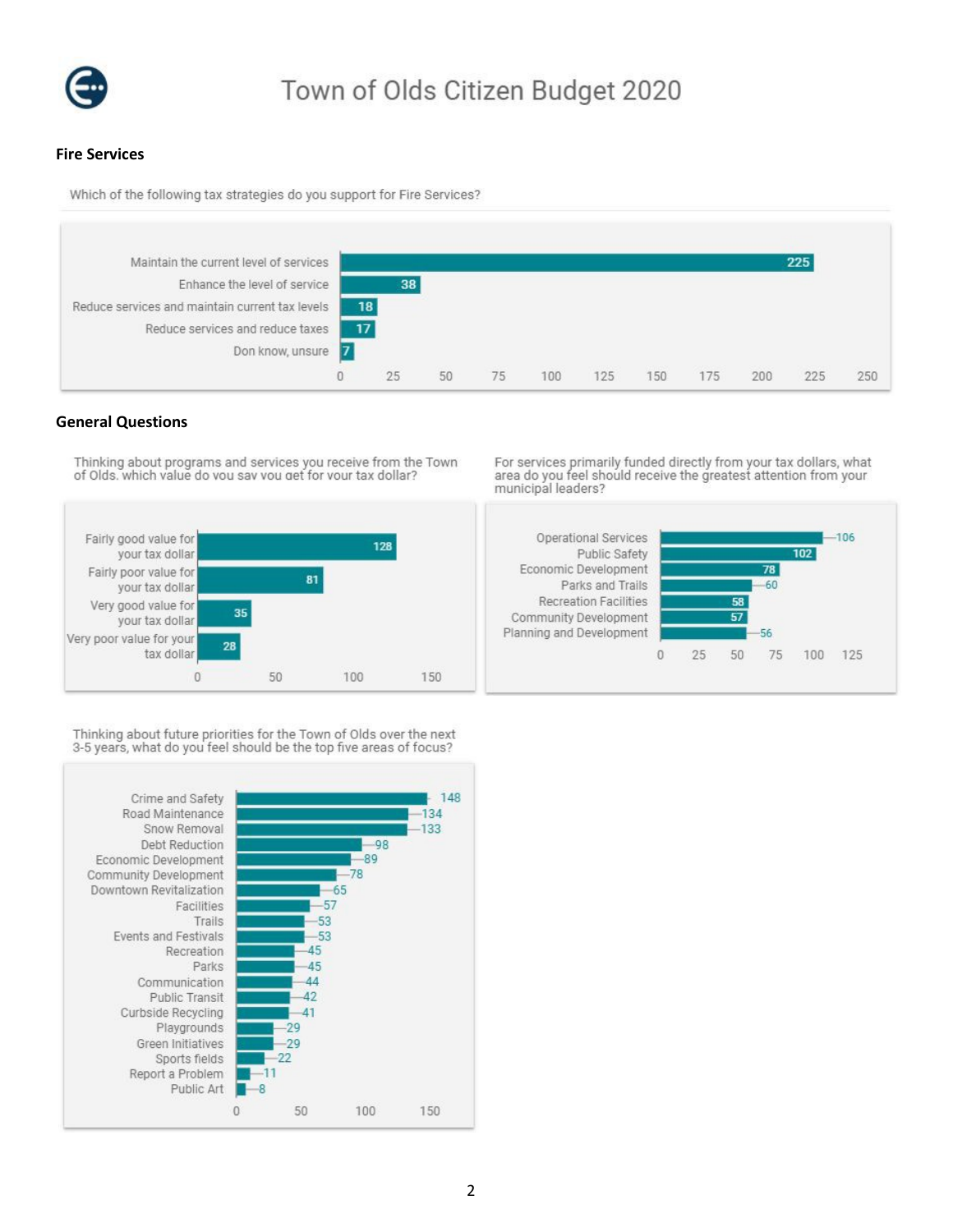#### Fire Services

Which of the following tax strategies do you support for Fire Services?

| Response | Count |
| --- | --- |
| Maintain the current level of services | 225 |
| Enhance the level of service | 38 |
| Reduce services and maintain current tax levels | 18 |
| Reduce services and reduce taxes | 17 |
| Don know, unsure | 7 |

#### General Questions

Thinking about programs and services you receive from the Town of Olds, which value do you say you get for your tax dollar?

| Response | Count |
| --- | --- |
| Fairly good value for your tax dollar | 128 |
| Fairly poor value for your tax dollar | 81 |
| Very good value for your tax dollar | 35 |
| Very poor value for your tax dollar | 28 |

For services primarily funded directly from your tax dollars, what area do you feel should receive the greatest attention from your municipal leaders?

| Response | Count |
| --- | --- |
| Operational Services | 106 |
| Public Safety | 102 |
| Economic Development | 78 |
| Parks and Trails | 60 |
| Recreation Facilities | 58 |
| Community Development | 57 |
| Planning and Development | 56 |

Thinking about future priorities for the Town of Olds over the next 3-5 years, what do you feel should be the top five areas of focus?

| Response | Count |
| --- | --- |
| Crime and Safety | 148 |
| Road Maintenance | 134 |
| Snow Removal | 133 |
| Debt Reduction | 98 |
| Economic Development | 89 |
| Community Development | 78 |
| Downtown Revitalization | 65 |
| Facilities | 57 |
| Trails | 53 |
| Events and Festivals | 53 |
| Recreation | 45 |
| Parks | 45 |
| Communication | 44 |
| Public Transit | 42 |
| Curbside Recycling | 41 |
| Playgrounds | 29 |
| Green Initiatives | 29 |
| Sports fields | 22 |
| Report a Problem | 11 |
| Public Art | 8 |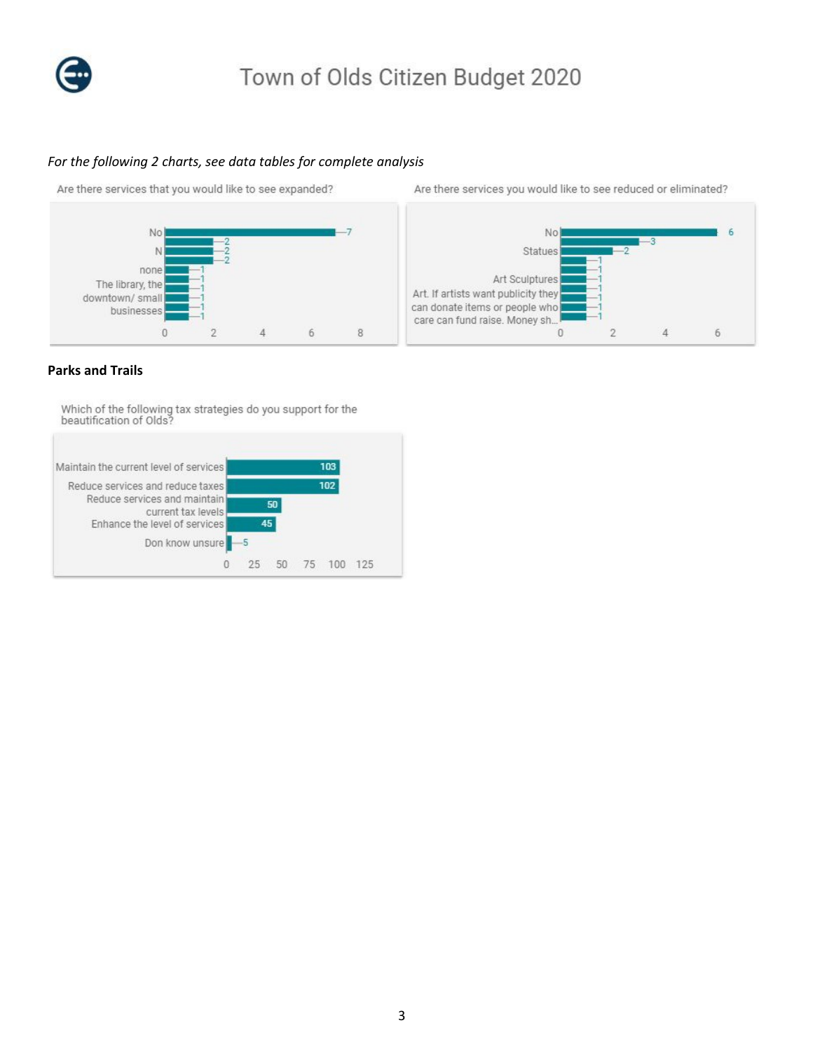*For the following 2 charts, see data tables for complete analysis*

Are there services that you would like to see expanded?

| Response | Count |
|---|---|
| No | 7 |
| | 2 |
| N | 2 |
| | 2 |
| none | 1 |
| The library, the | 1 |
| downtown/ small | 1 |
| businesses | 1 |
| | 1 |
| | 1 |

Are there services you would like to see reduced or eliminated?

| Response | Count |
|---|---|
| No | 6 |
| | 3 |
| Statues | 2 |
| | 1 |
| | 1 |
| Art Sculptures | 1 |
| Art. If artists want publicity they | 1 |
| can donate items or people who | 1 |
| care can fund raise. Money sh... | 1 |

## Parks and Trails

Which of the following tax strategies do you support for the beautification of Olds?

| Response | Count |
|---|---|
| Maintain the current level of services | 103 |
| Reduce services and reduce taxes | 102 |
| Reduce services and maintain current tax levels | 50 |
| Enhance the level of services | 45 |
| Don know unsure | 5 |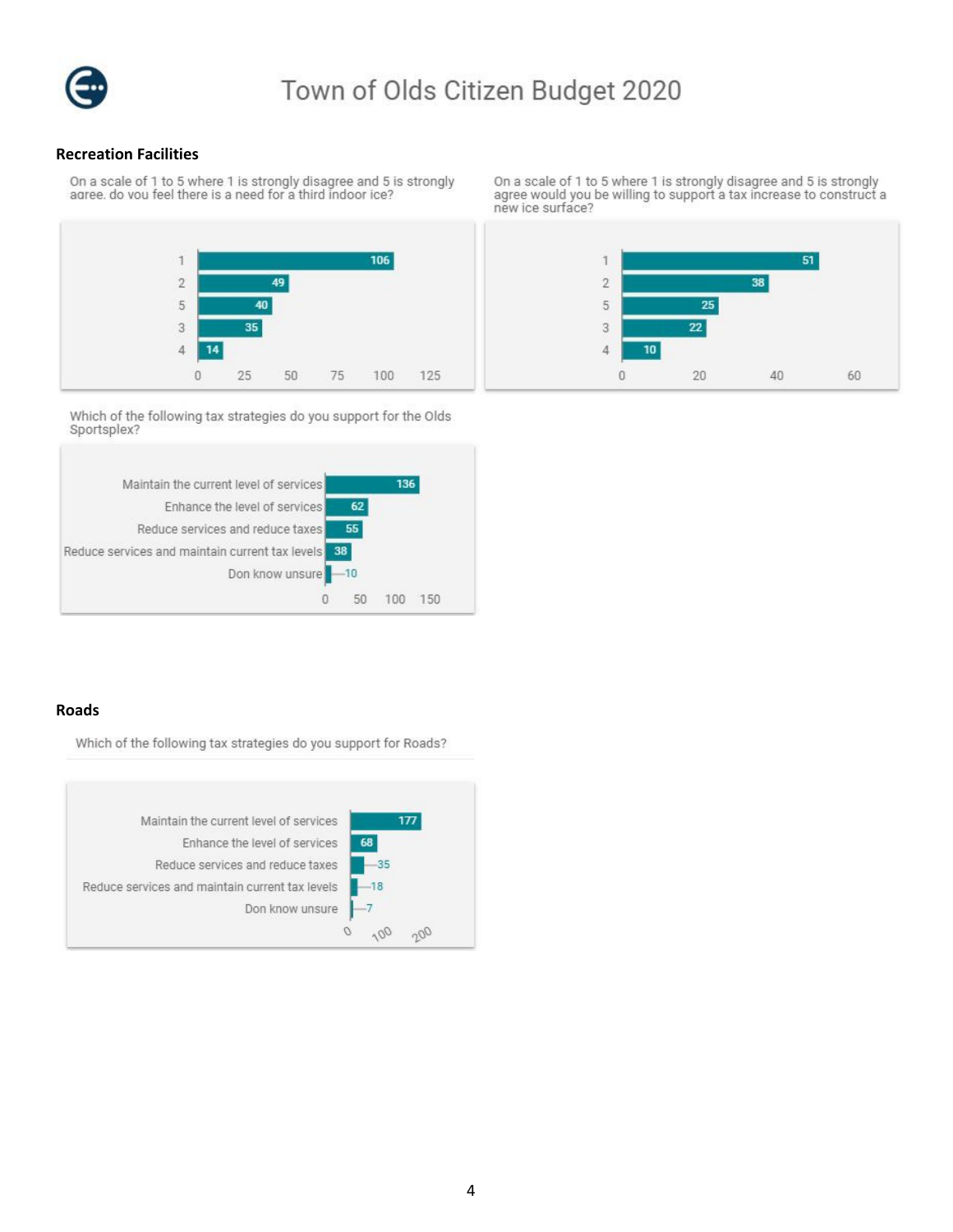## Recreation Facilities

On a scale of 1 to 5 where 1 is strongly disagree and 5 is strongly agree, do you feel there is a need for a third indoor ice?

| Response | Count |
| --- | --- |
| 1 | 106 |
| 2 | 49 |
| 5 | 40 |
| 3 | 35 |
| 4 | 14 |

On a scale of 1 to 5 where 1 is strongly disagree and 5 is strongly agree would you be willing to support a tax increase to construct a new ice surface?

| Response | Count |
| --- | --- |
| 1 | 51 |
| 2 | 38 |
| 5 | 25 |
| 3 | 22 |
| 4 | 10 |

Which of the following tax strategies do you support for the Olds Sportsplex?

| Response | Count |
| --- | --- |
| Maintain the current level of services | 136 |
| Enhance the level of services | 62 |
| Reduce services and reduce taxes | 55 |
| Reduce services and maintain current tax levels | 38 |
| Don know unsure | 10 |

## Roads

Which of the following tax strategies do you support for Roads?

| Response | Count |
| --- | --- |
| Maintain the current level of services | 177 |
| Enhance the level of services | 68 |
| Reduce services and reduce taxes | 35 |
| Reduce services and maintain current tax levels | 18 |
| Don know unsure | 7 |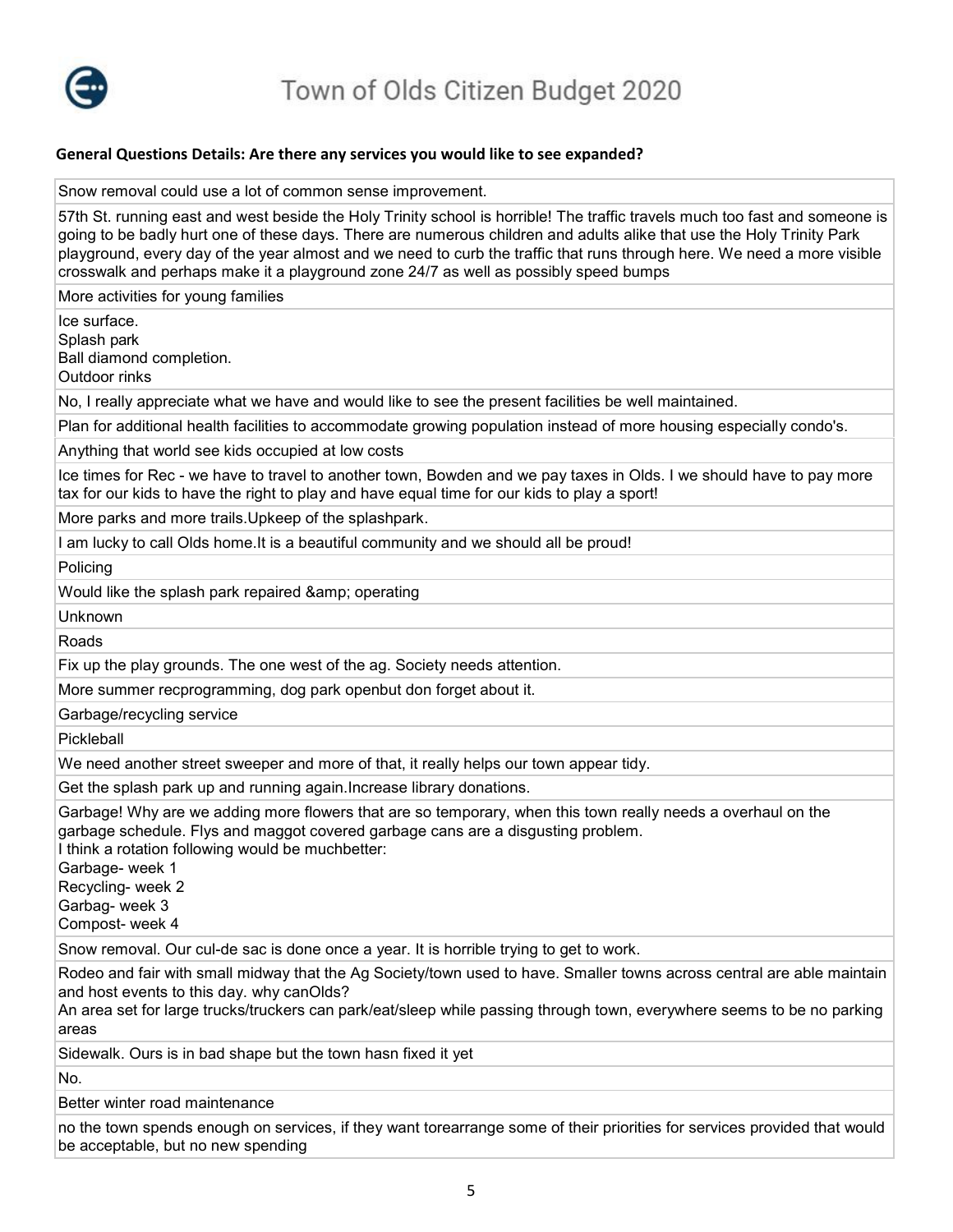# Town of Olds Citizen Budget 2020

**General Questions Details: Are there any services you would like to see expanded?**

| |
|---|
| Snow removal could use a lot of common sense improvement. |
| 57th St. running east and west beside the Holy Trinity school is horrible! The traffic travels much too fast and someone is going to be badly hurt one of these days. There are numerous children and adults alike that use the Holy Trinity Park playground, every day of the year almost and we need to curb the traffic that runs through here. We need a more visible crosswalk and perhaps make it a playground zone 24/7 as well as possibly speed bumps |
| More activities for young families |
| Ice surface.<br>Splash park<br>Ball diamond completion.<br>Outdoor rinks |
| No, I really appreciate what we have and would like to see the present facilities be well maintained. |
| Plan for additional health facilities to accommodate growing population instead of more housing especially condo's. |
| Anything that world see kids occupied at low costs |
| Ice times for Rec - we have to travel to another town, Bowden and we pay taxes in Olds. I we should have to pay more tax for our kids to have the right to play and have equal time for our kids to play a sport! |
| More parks and more trails.Upkeep of the splashpark. |
| I am lucky to call Olds home.It is a beautiful community and we should all be proud! |
| Policing |
| Would like the splash park repaired &amp; operating |
| Unknown |
| Roads |
| Fix up the play grounds. The one west of the ag. Society needs attention. |
| More summer recprogramming, dog park openbut don forget about it. |
| Garbage/recycling service |
| Pickleball |
| We need another street sweeper and more of that, it really helps our town appear tidy. |
| Get the splash park up and running again.Increase library donations. |
| Garbage! Why are we adding more flowers that are so temporary, when this town really needs a overhaul on the garbage schedule. Flys and maggot covered garbage cans are a disgusting problem.<br>I think a rotation following would be muchbetter:<br>Garbage- week 1<br>Recycling- week 2<br>Garbag- week 3<br>Compost- week 4 |
| Snow removal. Our cul-de sac is done once a year. It is horrible trying to get to work. |
| Rodeo and fair with small midway that the Ag Society/town used to have. Smaller towns across central are able maintain and host events to this day. why canOlds?<br>An area set for large trucks/truckers can park/eat/sleep while passing through town, everywhere seems to be no parking areas |
| Sidewalk. Ours is in bad shape but the town hasn fixed it yet |
| No. |
| Better winter road maintenance |
| no the town spends enough on services, if they want torearrange some of their priorities for services provided that would be acceptable, but no new spending |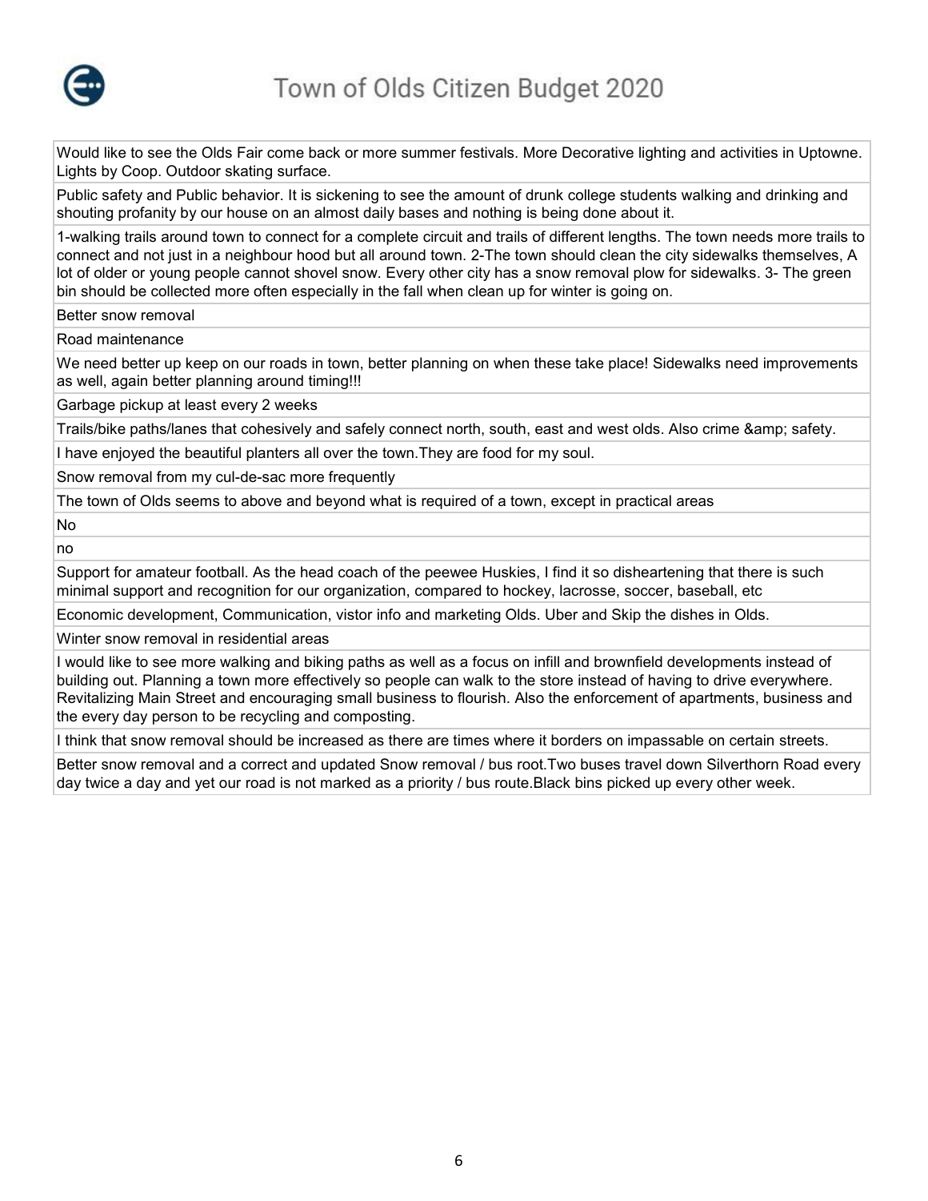| |
|---|
| Would like to see the Olds Fair come back or more summer festivals. More Decorative lighting and activities in Uptowne. Lights by Coop. Outdoor skating surface. |
| Public safety and Public behavior. It is sickening to see the amount of drunk college students walking and drinking and shouting profanity by our house on an almost daily bases and nothing is being done about it. |
| 1-walking trails around town to connect for a complete circuit and trails of different lengths. The town needs more trails to connect and not just in a neighbour hood but all around town. 2-The town should clean the city sidewalks themselves, A lot of older or young people cannot shovel snow. Every other city has a snow removal plow for sidewalks. 3- The green bin should be collected more often especially in the fall when clean up for winter is going on. |
| Better snow removal |
| Road maintenance |
| We need better up keep on our roads in town, better planning on when these take place! Sidewalks need improvements as well, again better planning around timing!!! |
| Garbage pickup at least every 2 weeks |
| Trails/bike paths/lanes that cohesively and safely connect north, south, east and west olds. Also crime &amp; safety. |
| I have enjoyed the beautiful planters all over the town.They are food for my soul. |
| Snow removal from my cul-de-sac more frequently |
| The town of Olds seems to above and beyond what is required of a town, except in practical areas |
| No |
| no |
| Support for amateur football. As the head coach of the peewee Huskies, I find it so disheartening that there is such minimal support and recognition for our organization, compared to hockey, lacrosse, soccer, baseball, etc |
| Economic development, Communication, vistor info and marketing Olds. Uber and Skip the dishes in Olds. |
| Winter snow removal in residential areas |
| I would like to see more walking and biking paths as well as a focus on infill and brownfield developments instead of building out. Planning a town more effectively so people can walk to the store instead of having to drive everywhere. Revitalizing Main Street and encouraging small business to flourish. Also the enforcement of apartments, business and the every day person to be recycling and composting. |
| I think that snow removal should be increased as there are times where it borders on impassable on certain streets. |
| Better snow removal and a correct and updated Snow removal / bus root.Two buses travel down Silverthorn Road every day twice a day and yet our road is not marked as a priority / bus route.Black bins picked up every other week. |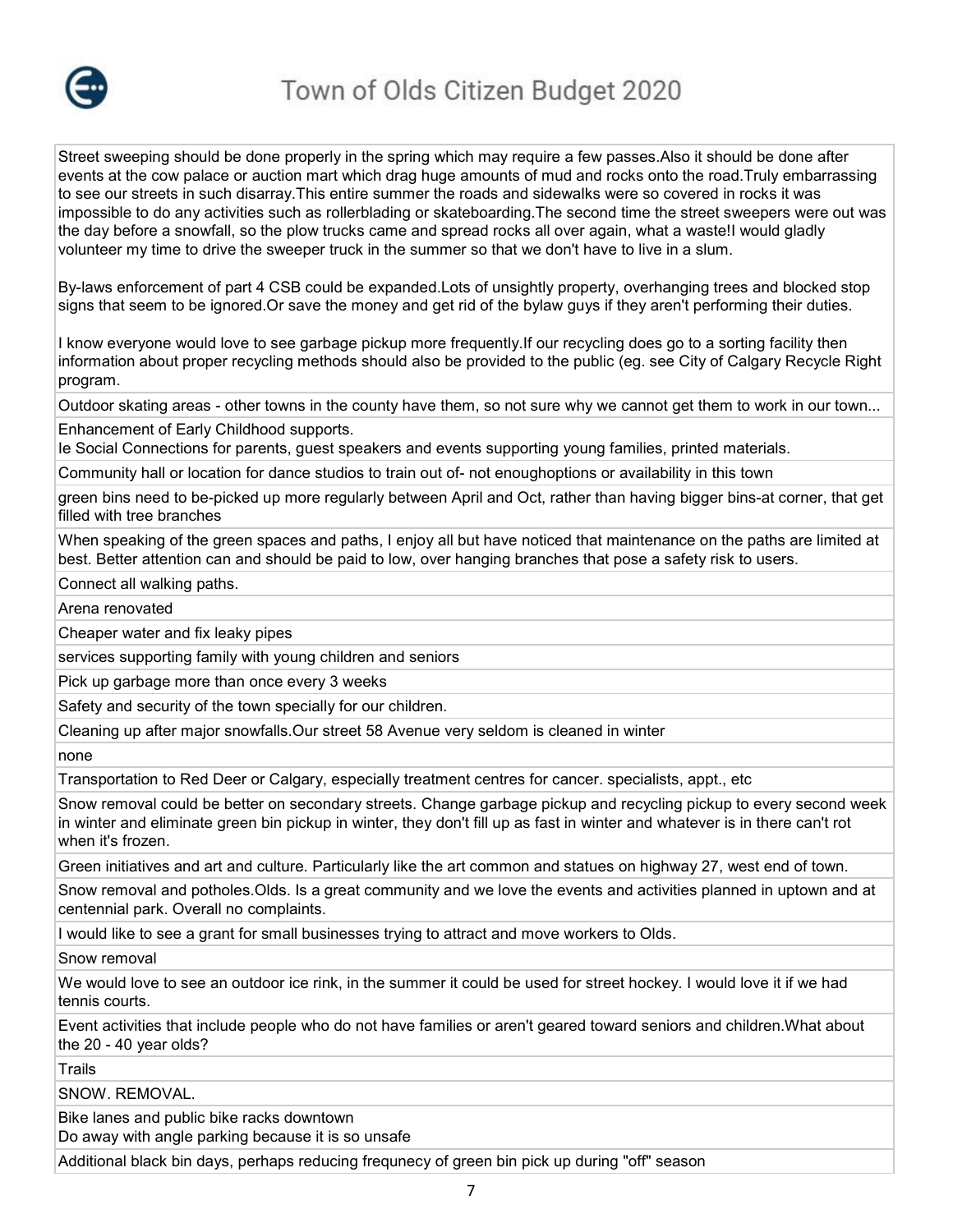| |
|---|
| Street sweeping should be done properly in the spring which may require a few passes.Also it should be done after events at the cow palace or auction mart which drag huge amounts of mud and rocks onto the road.Truly embarrassing to see our streets in such disarray.This entire summer the roads and sidewalks were so covered in rocks it was impossible to do any activities such as rollerblading or skateboarding.The second time the street sweepers were out was the day before a snowfall, so the plow trucks came and spread rocks all over again, what a waste!I would gladly volunteer my time to drive the sweeper truck in the summer so that we don't have to live in a slum.<br><br>By-laws enforcement of part 4 CSB could be expanded.Lots of unsightly property, overhanging trees and blocked stop signs that seem to be ignored.Or save the money and get rid of the bylaw guys if they aren't performing their duties.<br><br>I know everyone would love to see garbage pickup more frequently.If our recycling does go to a sorting facility then information about proper recycling methods should also be provided to the public (eg. see City of Calgary Recycle Right program. |
| Outdoor skating areas - other towns in the county have them, so not sure why we cannot get them to work in our town... |
| Enhancement of Early Childhood supports.<br>Ie Social Connections for parents, guest speakers and events supporting young families, printed materials. |
| Community hall or location for dance studios to train out of- not enoughoptions or availability in this town |
| green bins need to be-picked up more regularly between April and Oct, rather than having bigger bins-at corner, that get filled with tree branches |
| When speaking of the green spaces and paths, I enjoy all but have noticed that maintenance on the paths are limited at best. Better attention can and should be paid to low, over hanging branches that pose a safety risk to users. |
| Connect all walking paths. |
| Arena renovated |
| Cheaper water and fix leaky pipes |
| services supporting family with young children and seniors |
| Pick up garbage more than once every 3 weeks |
| Safety and security of the town specially for our children. |
| Cleaning up after major snowfalls.Our street 58 Avenue very seldom is cleaned in winter |
| none |
| Transportation to Red Deer or Calgary, especially treatment centres for cancer. specialists, appt., etc |
| Snow removal could be better on secondary streets. Change garbage pickup and recycling pickup to every second week in winter and eliminate green bin pickup in winter, they don't fill up as fast in winter and whatever is in there can't rot when it's frozen. |
| Green initiatives and art and culture. Particularly like the art common and statues on highway 27, west end of town. |
| Snow removal and potholes.Olds. Is a great community and we love the events and activities planned in uptown and at centennial park. Overall no complaints. |
| I would like to see a grant for small businesses trying to attract and move workers to Olds. |
| Snow removal |
| We would love to see an outdoor ice rink, in the summer it could be used for street hockey. I would love it if we had tennis courts. |
| Event activities that include people who do not have families or aren't geared toward seniors and children.What about the 20 - 40 year olds? |
| Trails |
| SNOW. REMOVAL. |
| Bike lanes and public bike racks downtown<br>Do away with angle parking because it is so unsafe |
| Additional black bin days, perhaps reducing frequnecy of green bin pick up during "off" season |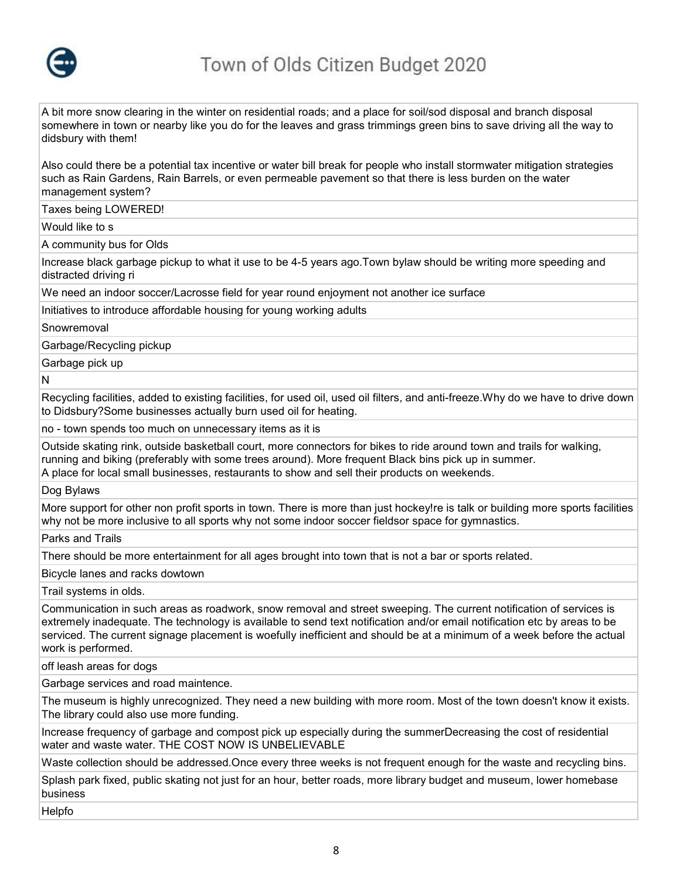| |
|---|
| A bit more snow clearing in the winter on residential roads; and a place for soil/sod disposal and branch disposal somewhere in town or nearby like you do for the leaves and grass trimmings green bins to save driving all the way to didsbury with them!<br><br>Also could there be a potential tax incentive or water bill break for people who install stormwater mitigation strategies such as Rain Gardens, Rain Barrels, or even permeable pavement so that there is less burden on the water management system? |
| Taxes being LOWERED! |
| Would like to s |
| A community bus for Olds |
| Increase black garbage pickup to what it use to be 4-5 years ago.Town bylaw should be writing more speeding and distracted driving ri |
| We need an indoor soccer/Lacrosse field for year round enjoyment not another ice surface |
| Initiatives to introduce affordable housing for young working adults |
| Snowremoval |
| Garbage/Recycling pickup |
| Garbage pick up |
| N |
| Recycling facilities, added to existing facilities, for used oil, used oil filters, and anti-freeze.Why do we have to drive down to Didsbury?Some businesses actually burn used oil for heating. |
| no - town spends too much on unnecessary items as it is |
| Outside skating rink, outside basketball court, more connectors for bikes to ride around town and trails for walking, running and biking (preferably with some trees around). More frequent Black bins pick up in summer.<br>A place for local small businesses, restaurants to show and sell their products on weekends. |
| Dog Bylaws |
| More support for other non profit sports in town. There is more than just hockey!re is talk or building more sports facilities why not be more inclusive to all sports why not some indoor soccer fieldsor space for gymnastics. |
| Parks and Trails |
| There should be more entertainment for all ages brought into town that is not a bar or sports related. |
| Bicycle lanes and racks dowtown |
| Trail systems in olds. |
| Communication in such areas as roadwork, snow removal and street sweeping. The current notification of services is extremely inadequate. The technology is available to send text notification and/or email notification etc by areas to be serviced. The current signage placement is woefully inefficient and should be at a minimum of a week before the actual work is performed. |
| off leash areas for dogs |
| Garbage services and road maintence. |
| The museum is highly unrecognized. They need a new building with more room. Most of the town doesn't know it exists. The library could also use more funding. |
| Increase frequency of garbage and compost pick up especially during the summerDecreasing the cost of residential water and waste water. THE COST NOW IS UNBELIEVABLE |
| Waste collection should be addressed.Once every three weeks is not frequent enough for the waste and recycling bins. |
| Splash park fixed, public skating not just for an hour, better roads, more library budget and museum, lower homebase business |
| Helpfo |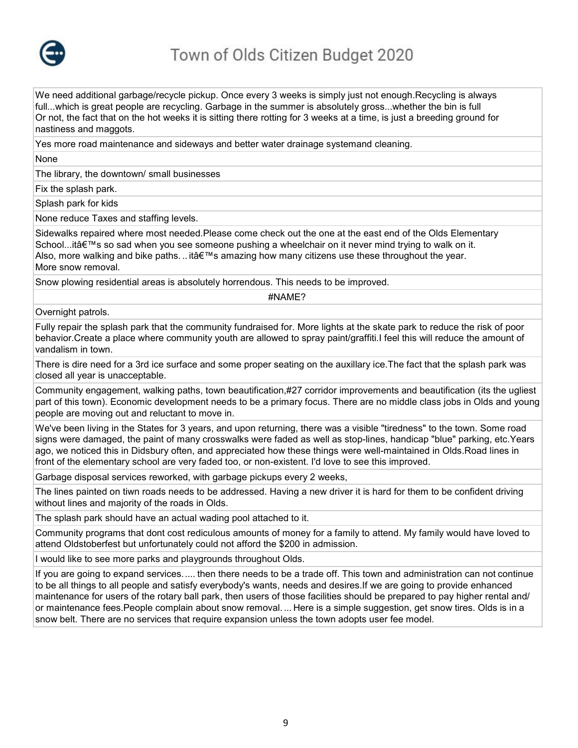| |
|---|
| We need additional garbage/recycle pickup. Once every 3 weeks is simply just not enough.Recycling is always full...which is great people are recycling. Garbage in the summer is absolutely gross...whether the bin is full Or not, the fact that on the hot weeks it is sitting there rotting for 3 weeks at a time, is just a breeding ground for nastiness and maggots. |
| Yes more road maintenance and sideways and better water drainage systemand cleaning. |
| None |
| The library, the downtown/ small businesses |
| Fix the splash park. |
| Splash park for kids |
| None reduce Taxes and staffing levels. |
| Sidewalks repaired where most needed.Please come check out the one at the east end of the Olds Elementary School...itâ€™s so sad when you see someone pushing a wheelchair on it never mind trying to walk on it. Also, more walking and bike paths. .. itâ€™s amazing how many citizens use these throughout the year. More snow removal. |
| Snow plowing residential areas is absolutely horrendous. This needs to be improved. |
| #NAME? |
| Overnight patrols. |
| Fully repair the splash park that the community fundraised for. More lights at the skate park to reduce the risk of poor behavior.Create a place where community youth are allowed to spray paint/graffiti.I feel this will reduce the amount of vandalism in town. |
| There is dire need for a 3rd ice surface and some proper seating on the auxillary ice.The fact that the splash park was closed all year is unacceptable. |
| Community engagement, walking paths, town beautification,#27 corridor improvements and beautification (its the ugliest part of this town). Economic development needs to be a primary focus. There are no middle class jobs in Olds and young people are moving out and reluctant to move in. |
| We've been living in the States for 3 years, and upon returning, there was a visible "tiredness" to the town. Some road signs were damaged, the paint of many crosswalks were faded as well as stop-lines, handicap "blue" parking, etc.Years ago, we noticed this in Didsbury often, and appreciated how these things were well-maintained in Olds.Road lines in front of the elementary school are very faded too, or non-existent. I'd love to see this improved. |
| Garbage disposal services reworked, with garbage pickups every 2 weeks, |
| The lines painted on tiwn roads needs to be addressed. Having a new driver it is hard for them to be confident driving without lines and majority of the roads in Olds. |
| The splash park should have an actual wading pool attached to it. |
| Community programs that dont cost rediculous amounts of money for a family to attend. My family would have loved to attend Oldstoberfest but unfortunately could not afford the $200 in admission. |
| I would like to see more parks and playgrounds throughout Olds. |
| If you are going to expand services. .... then there needs to be a trade off. This town and administration can not continue to be all things to all people and satisfy everybody's wants, needs and desires.If we are going to provide enhanced maintenance for users of the rotary ball park, then users of those facilities should be prepared to pay higher rental and/ or maintenance fees.People complain about snow removal. ... Here is a simple suggestion, get snow tires. Olds is in a snow belt. There are no services that require expansion unless the town adopts user fee model. |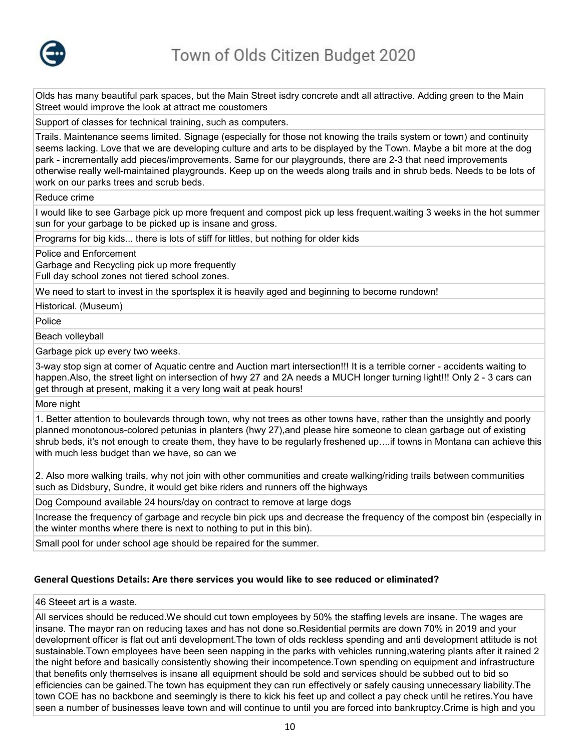| |
|---|
| Olds has many beautiful park spaces, but the Main Street isdry concrete andt all attractive. Adding green to the Main Street would improve the look at attract me coustomers |
| Support of classes for technical training, such as computers. |
| Trails. Maintenance seems limited. Signage (especially for those not knowing the trails system or town) and continuity seems lacking. Love that we are developing culture and arts to be displayed by the Town. Maybe a bit more at the dog park - incrementally add pieces/improvements. Same for our playgrounds, there are 2-3 that need improvements otherwise really well-maintained playgrounds. Keep up on the weeds along trails and in shrub beds. Needs to be lots of work on our parks trees and scrub beds. |
| Reduce crime |
| I would like to see Garbage pick up more frequent and compost pick up less frequent.waiting 3 weeks in the hot summer sun for your garbage to be picked up is insane and gross. |
| Programs for big kids... there is lots of stiff for littles, but nothing for older kids |
| Police and Enforcement<br>Garbage and Recycling pick up more frequently<br>Full day school zones not tiered school zones. |
| We need to start to invest in the sportsplex it is heavily aged and beginning to become rundown! |
| Historical. (Museum) |
| Police |
| Beach volleyball |
| Garbage pick up every two weeks. |
| 3-way stop sign at corner of Aquatic centre and Auction mart intersection!!! It is a terrible corner - accidents waiting to happen.Also, the street light on intersection of hwy 27 and 2A needs a MUCH longer turning light!!! Only 2 - 3 cars can get through at present, making it a very long wait at peak hours! |
| More night |
| 1. Better attention to boulevards through town, why not trees as other towns have, rather than the unsightly and poorly planned monotonous-colored petunias in planters (hwy 27),and please hire someone to clean garbage out of existing shrub beds, it's not enough to create them, they have to be regularly freshened up….if towns in Montana can achieve this with much less budget than we have, so can we<br><br>2. Also more walking trails, why not join with other communities and create walking/riding trails between communities such as Didsbury, Sundre, it would get bike riders and runners off the highways |
| Dog Compound available 24 hours/day on contract to remove at large dogs |
| Increase the frequency of garbage and recycle bin pick ups and decrease the frequency of the compost bin (especially in the winter months where there is next to nothing to put in this bin). |
| Small pool for under school age should be repaired for the summer. |

### General Questions Details: Are there services you would like to see reduced or eliminated?

| |
|---|
| 46 Steeet art is a waste. |
| All services should be reduced.We should cut town employees by 50% the staffing levels are insane. The wages are insane. The mayor ran on reducing taxes and has not done so.Residential permits are down 70% in 2019 and your development officer is flat out anti development.The town of olds reckless spending and anti development attitude is not sustainable.Town employees have been seen napping in the parks with vehicles running,watering plants after it rained 2 the night before and basically consistently showing their incompetence.Town spending on equipment and infrastructure that benefits only themselves is insane all equipment should be sold and services should be subbed out to bid so efficiencies can be gained.The town has equipment they can run effectively or safely causing unnecessary liability.The town COE has no backbone and seemingly is there to kick his feet up and collect a pay check until he retires.You have seen a number of businesses leave town and will continue to until you are forced into bankruptcy.Crime is high and you |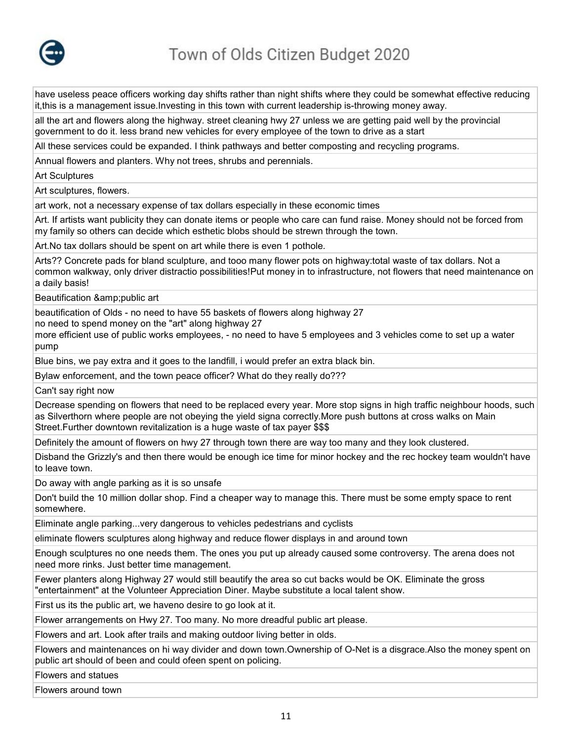| |
|---|
| have useless peace officers working day shifts rather than night shifts where they could be somewhat effective reducing it,this is a management issue.Investing in this town with current leadership is-throwing money away. |
| all the art and flowers along the highway. street cleaning hwy 27 unless we are getting paid well by the provincial government to do it. less brand new vehicles for every employee of the town to drive as a start |
| All these services could be expanded. I think pathways and better composting and recycling programs. |
| Annual flowers and planters. Why not trees, shrubs and perennials. |
| Art Sculptures |
| Art sculptures, flowers. |
| art work, not a necessary expense of tax dollars especially in these economic times |
| Art. If artists want publicity they can donate items or people who care can fund raise. Money should not be forced from my family so others can decide which esthetic blobs should be strewn through the town. |
| Art.No tax dollars should be spent on art while there is even 1 pothole. |
| Arts?? Concrete pads for bland sculpture, and tooo many flower pots on highway:total waste of tax dollars. Not a common walkway, only driver distractio possibilities!Put money in to infrastructure, not flowers that need maintenance on a daily basis! |
| Beautification &amp;public art |
| beautification of Olds - no need to have 55 baskets of flowers along highway 27<br>no need to spend money on the "art" along highway 27<br>more efficient use of public works employees, - no need to have 5 employees and 3 vehicles come to set up a water pump |
| Blue bins, we pay extra and it goes to the landfill, i would prefer an extra black bin. |
| Bylaw enforcement, and the town peace officer? What do they really do??? |
| Can't say right now |
| Decrease spending on flowers that need to be replaced every year. More stop signs in high traffic neighbour hoods, such as Silverthorn where people are not obeying the yield signa correctly.More push buttons at cross walks on Main Street.Further downtown revitalization is a huge waste of tax payer $$$ |
| Definitely the amount of flowers on hwy 27 through town there are way too many and they look clustered. |
| Disband the Grizzly's and then there would be enough ice time for minor hockey and the rec hockey team wouldn't have to leave town. |
| Do away with angle parking as it is so unsafe |
| Don't build the 10 million dollar shop. Find a cheaper way to manage this. There must be some empty space to rent somewhere. |
| Eliminate angle parking...very dangerous to vehicles pedestrians and cyclists |
| eliminate flowers sculptures along highway and reduce flower displays in and around town |
| Enough sculptures no one needs them. The ones you put up already caused some controversy. The arena does not need more rinks. Just better time management. |
| Fewer planters along Highway 27 would still beautify the area so cut backs would be OK. Eliminate the gross "entertainment" at the Volunteer Appreciation Diner. Maybe substitute a local talent show. |
| First us its the public art, we haveno desire to go look at it. |
| Flower arrangements on Hwy 27. Too many. No more dreadful public art please. |
| Flowers and art. Look after trails and making outdoor living better in olds. |
| Flowers and maintenances on hi way divider and down town.Ownership of O-Net is a disgrace.Also the money spent on public art should of been and could ofeen spent on policing. |
| Flowers and statues |
| Flowers around town |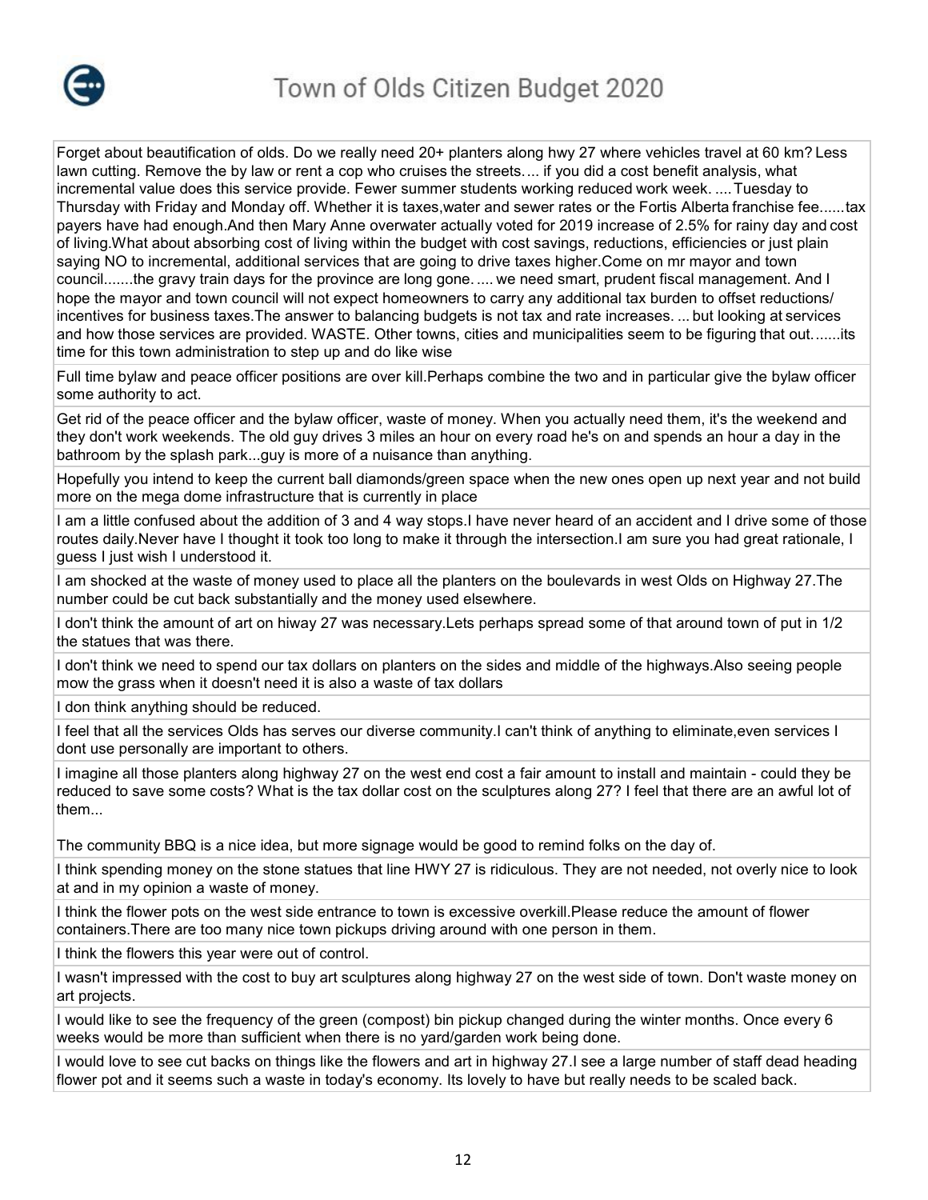Forget about beautification of olds. Do we really need 20+ planters along hwy 27 where vehicles travel at 60 km? Less lawn cutting. Remove the by law or rent a cop who cruises the streets.... if you did a cost benefit analysis, what incremental value does this service provide. Fewer summer students working reduced work week. ....Tuesday to Thursday with Friday and Monday off. Whether it is taxes,water and sewer rates or the Fortis Alberta franchise fee......tax payers have had enough.And then Mary Anne overwater actually voted for 2019 increase of 2.5% for rainy day and cost of living.What about absorbing cost of living within the budget with cost savings, reductions, efficiencies or just plain saying NO to incremental, additional services that are going to drive taxes higher.Come on mr mayor and town council.......the gravy train days for the province are long gone..... we need smart, prudent fiscal management. And I hope the mayor and town council will not expect homeowners to carry any additional tax burden to offset reductions/ incentives for business taxes.The answer to balancing budgets is not tax and rate increases.... but looking at services and how those services are provided. WASTE. Other towns, cities and municipalities seem to be figuring that out.......its time for this town administration to step up and do like wise

Full time bylaw and peace officer positions are over kill.Perhaps combine the two and in particular give the bylaw officer some authority to act.

Get rid of the peace officer and the bylaw officer, waste of money. When you actually need them, it's the weekend and they don't work weekends. The old guy drives 3 miles an hour on every road he's on and spends an hour a day in the bathroom by the splash park...guy is more of a nuisance than anything.

Hopefully you intend to keep the current ball diamonds/green space when the new ones open up next year and not build more on the mega dome infrastructure that is currently in place

I am a little confused about the addition of 3 and 4 way stops.I have never heard of an accident and I drive some of those routes daily.Never have I thought it took too long to make it through the intersection.I am sure you had great rationale, I guess I just wish I understood it.

I am shocked at the waste of money used to place all the planters on the boulevards in west Olds on Highway 27.The number could be cut back substantially and the money used elsewhere.

I don't think the amount of art on hiway 27 was necessary.Lets perhaps spread some of that around town of put in 1/2 the statues that was there.

I don't think we need to spend our tax dollars on planters on the sides and middle of the highways.Also seeing people mow the grass when it doesn't need it is also a waste of tax dollars

I don think anything should be reduced.

I feel that all the services Olds has serves our diverse community.I can't think of anything to eliminate,even services I dont use personally are important to others.

I imagine all those planters along highway 27 on the west end cost a fair amount to install and maintain - could they be reduced to save some costs? What is the tax dollar cost on the sculptures along 27? I feel that there are an awful lot of them...

The community BBQ is a nice idea, but more signage would be good to remind folks on the day of.

I think spending money on the stone statues that line HWY 27 is ridiculous. They are not needed, not overly nice to look at and in my opinion a waste of money.

I think the flower pots on the west side entrance to town is excessive overkill.Please reduce the amount of flower containers.There are too many nice town pickups driving around with one person in them.

I think the flowers this year were out of control.

I wasn't impressed with the cost to buy art sculptures along highway 27 on the west side of town. Don't waste money on art projects.

I would like to see the frequency of the green (compost) bin pickup changed during the winter months. Once every 6 weeks would be more than sufficient when there is no yard/garden work being done.

I would love to see cut backs on things like the flowers and art in highway 27.I see a large number of staff dead heading flower pot and it seems such a waste in today's economy. Its lovely to have but really needs to be scaled back.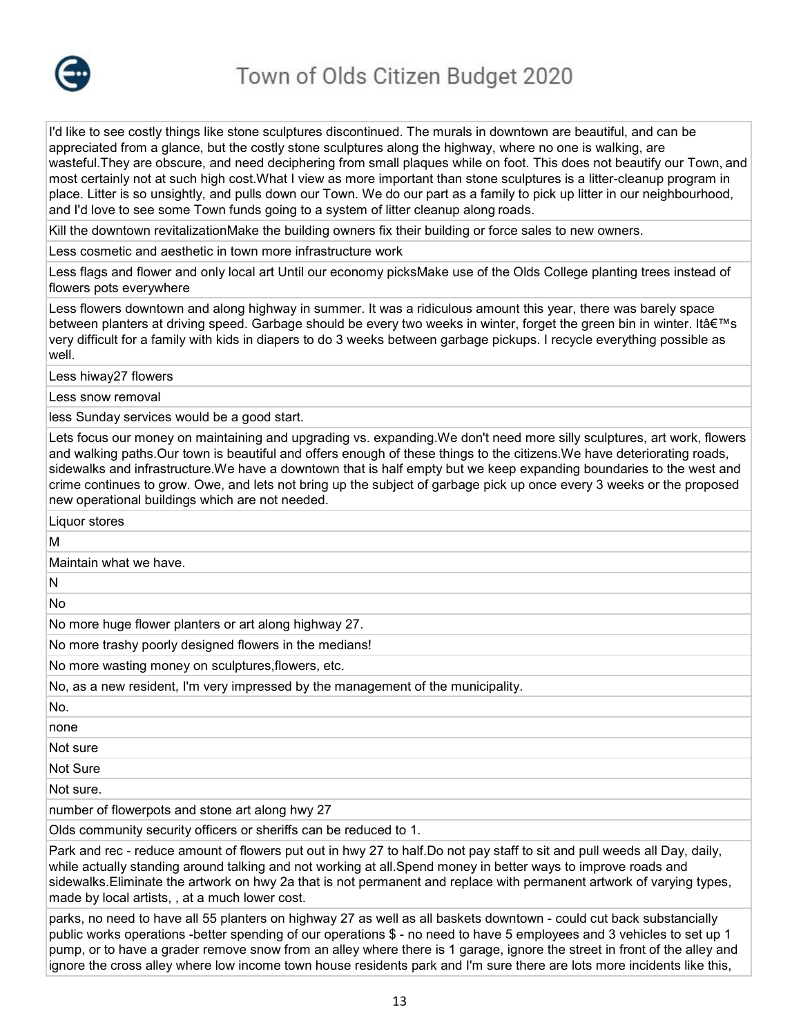| |
|---|
| I'd like to see costly things like stone sculptures discontinued. The murals in downtown are beautiful, and can be appreciated from a glance, but the costly stone sculptures along the highway, where no one is walking, are wasteful.They are obscure, and need deciphering from small plaques while on foot. This does not beautify our Town, and most certainly not at such high cost.What I view as more important than stone sculptures is a litter-cleanup program in place. Litter is so unsightly, and pulls down our Town. We do our part as a family to pick up litter in our neighbourhood, and I'd love to see some Town funds going to a system of litter cleanup along roads. |
| Kill the downtown revitalizationMake the building owners fix their building or force sales to new owners. |
| Less cosmetic and aesthetic in town more infrastructure work |
| Less flags and flower and only local art Until our economy picksMake use of the Olds College planting trees instead of flowers pots everywhere |
| Less flowers downtown and along highway in summer. It was a ridiculous amount this year, there was barely space between planters at driving speed. Garbage should be every two weeks in winter, forget the green bin in winter. Itâ€™s very difficult for a family with kids in diapers to do 3 weeks between garbage pickups. I recycle everything possible as well. |
| Less hiway27 flowers |
| Less snow removal |
| less Sunday services would be a good start. |
| Lets focus our money on maintaining and upgrading vs. expanding.We don't need more silly sculptures, art work, flowers and walking paths.Our town is beautiful and offers enough of these things to the citizens.We have deteriorating roads, sidewalks and infrastructure.We have a downtown that is half empty but we keep expanding boundaries to the west and crime continues to grow. Owe, and lets not bring up the subject of garbage pick up once every 3 weeks or the proposed new operational buildings which are not needed. |
| Liquor stores |
| M |
| Maintain what we have. |
| N |
| No |
| No more huge flower planters or art along highway 27. |
| No more trashy poorly designed flowers in the medians! |
| No more wasting money on sculptures,flowers, etc. |
| No, as a new resident, I'm very impressed by the management of the municipality. |
| No. |
| none |
| Not sure |
| Not Sure |
| Not sure. |
| number of flowerpots and stone art along hwy 27 |
| Olds community security officers or sheriffs can be reduced to 1. |
| Park and rec - reduce amount of flowers put out in hwy 27 to half.Do not pay staff to sit and pull weeds all Day, daily, while actually standing around talking and not working at all.Spend money in better ways to improve roads and sidewalks.Eliminate the artwork on hwy 2a that is not permanent and replace with permanent artwork of varying types, made by local artists, , at a much lower cost. |
| parks, no need to have all 55 planters on highway 27 as well as all baskets downtown - could cut back substancially public works operations -better spending of our operations $ - no need to have 5 employees and 3 vehicles to set up 1 pump, or to have a grader remove snow from an alley where there is 1 garage, ignore the street in front of the alley and ignore the cross alley where low income town house residents park and I'm sure there are lots more incidents like this, |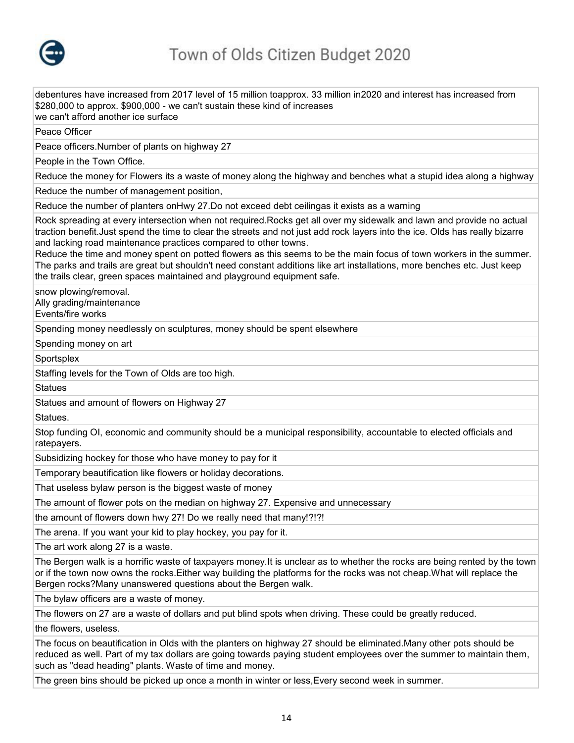| |
|---|
| debentures have increased from 2017 level of 15 million toapprox. 33 million in2020 and interest has increased from \$280,000 to approx. \$900,000 - we can't sustain these kind of increases<br>we can't afford another ice surface |
| Peace Officer |
| Peace officers.Number of plants on highway 27 |
| People in the Town Office. |
| Reduce the money for Flowers its a waste of money along the highway and benches what a stupid idea along a highway |
| Reduce the number of management position, |
| Reduce the number of planters onHwy 27.Do not exceed debt ceilingas it exists as a warning |
| Rock spreading at every intersection when not required.Rocks get all over my sidewalk and lawn and provide no actual traction benefit.Just spend the time to clear the streets and not just add rock layers into the ice. Olds has really bizarre and lacking road maintenance practices compared to other towns.<br>Reduce the time and money spent on potted flowers as this seems to be the main focus of town workers in the summer. The parks and trails are great but shouldn't need constant additions like art installations, more benches etc. Just keep the trails clear, green spaces maintained and playground equipment safe. |
| snow plowing/removal.<br>Ally grading/maintenance<br>Events/fire works |
| Spending money needlessly on sculptures, money should be spent elsewhere |
| Spending money on art |
| Sportsplex |
| Staffing levels for the Town of Olds are too high. |
| Statues |
| Statues and amount of flowers on Highway 27 |
| Statues. |
| Stop funding OI, economic and community should be a municipal responsibility, accountable to elected officials and ratepayers. |
| Subsidizing hockey for those who have money to pay for it |
| Temporary beautification like flowers or holiday decorations. |
| That useless bylaw person is the biggest waste of money |
| The amount of flower pots on the median on highway 27. Expensive and unnecessary |
| the amount of flowers down hwy 27! Do we really need that many!?!?! |
| The arena. If you want your kid to play hockey, you pay for it. |
| The art work along 27 is a waste. |
| The Bergen walk is a horrific waste of taxpayers money.It is unclear as to whether the rocks are being rented by the town or if the town now owns the rocks.Either way building the platforms for the rocks was not cheap.What will replace the Bergen rocks?Many unanswered questions about the Bergen walk. |
| The bylaw officers are a waste of money. |
| The flowers on 27 are a waste of dollars and put blind spots when driving. These could be greatly reduced. |
| the flowers, useless. |
| The focus on beautification in Olds with the planters on highway 27 should be eliminated.Many other pots should be reduced as well. Part of my tax dollars are going towards paying student employees over the summer to maintain them, such as "dead heading" plants. Waste of time and money. |
| The green bins should be picked up once a month in winter or less,Every second week in summer. |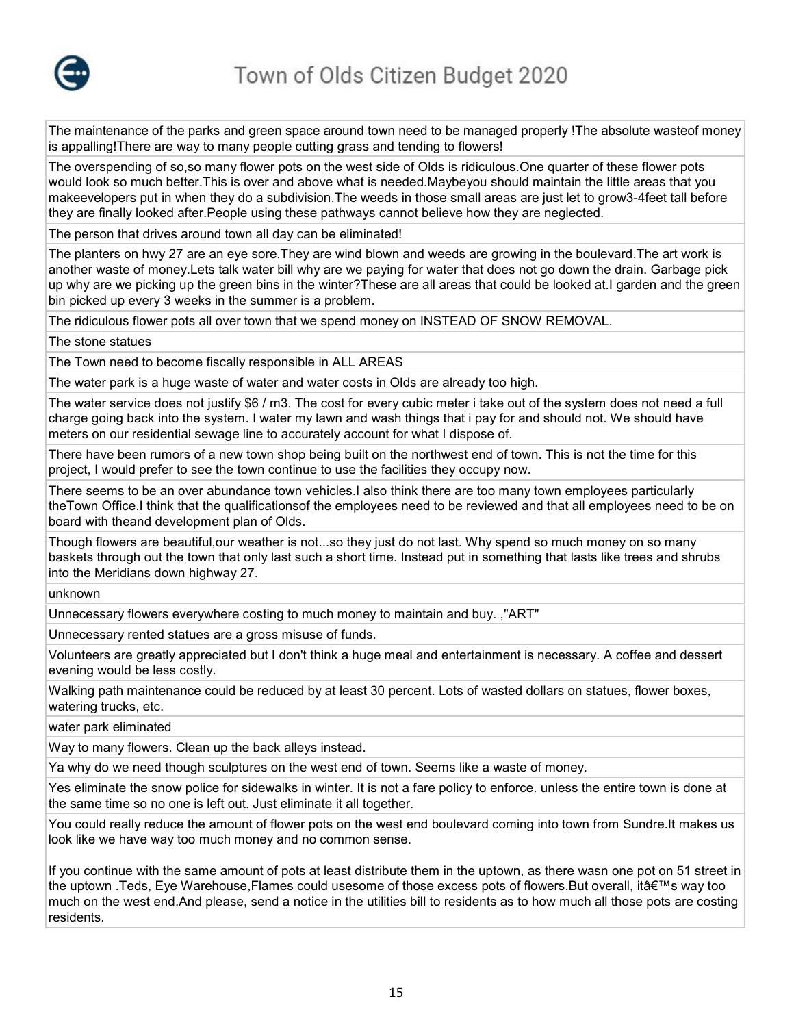| The maintenance of the parks and green space around town need to be managed properly !The absolute wasteof money is appalling!There are way to many people cutting grass and tending to flowers! |
|---|
| The overspending of so,so many flower pots on the west side of Olds is ridiculous.One quarter of these flower pots would look so much better.This is over and above what is needed.Maybeyou should maintain the little areas that you makeevelopers put in when they do a subdivision.The weeds in those small areas are just let to grow3-4feet tall before they are finally looked after.People using these pathways cannot believe how they are neglected. |
| The person that drives around town all day can be eliminated! |
| The planters on hwy 27 are an eye sore.They are wind blown and weeds are growing in the boulevard.The art work is another waste of money.Lets talk water bill why are we paying for water that does not go down the drain. Garbage pick up why are we picking up the green bins in the winter?These are all areas that could be looked at.I garden and the green bin picked up every 3 weeks in the summer is a problem. |
| The ridiculous flower pots all over town that we spend money on INSTEAD OF SNOW REMOVAL. |
| The stone statues |
| The Town need to become fiscally responsible in ALL AREAS |
| The water park is a huge waste of water and water costs in Olds are already too high. |
| The water service does not justify $6 / m3. The cost for every cubic meter i take out of the system does not need a full charge going back into the system. I water my lawn and wash things that i pay for and should not. We should have meters on our residential sewage line to accurately account for what I dispose of. |
| There have been rumors of a new town shop being built on the northwest end of town. This is not the time for this project, I would prefer to see the town continue to use the facilities they occupy now. |
| There seems to be an over abundance town vehicles.I also think there are too many town employees particularly theTown Office.I think that the qualificationsof the employees need to be reviewed and that all employees need to be on board with theand development plan of Olds. |
| Though flowers are beautiful,our weather is not...so they just do not last. Why spend so much money on so many baskets through out the town that only last such a short time. Instead put in something that lasts like trees and shrubs into the Meridians down highway 27. |
| unknown |
| Unnecessary flowers everywhere costing to much money to maintain and buy. ,"ART" |
| Unnecessary rented statues are a gross misuse of funds. |
| Volunteers are greatly appreciated but I don't think a huge meal and entertainment is necessary. A coffee and dessert evening would be less costly. |
| Walking path maintenance could be reduced by at least 30 percent. Lots of wasted dollars on statues, flower boxes, watering trucks, etc. |
| water park eliminated |
| Way to many flowers. Clean up the back alleys instead. |
| Ya why do we need though sculptures on the west end of town. Seems like a waste of money. |
| Yes eliminate the snow police for sidewalks in winter. It is not a fare policy to enforce. unless the entire town is done at the same time so no one is left out. Just eliminate it all together. |
| You could really reduce the amount of flower pots on the west end boulevard coming into town from Sundre.It makes us look like we have way too much money and no common sense.<br><br>If you continue with the same amount of pots at least distribute them in the uptown, as there wasn one pot on 51 street in the uptown .Teds, Eye Warehouse,Flames could usesome of those excess pots of flowers.But overall, itâ€™s way too much on the west end.And please, send a notice in the utilities bill to residents as to how much all those pots are costing residents. |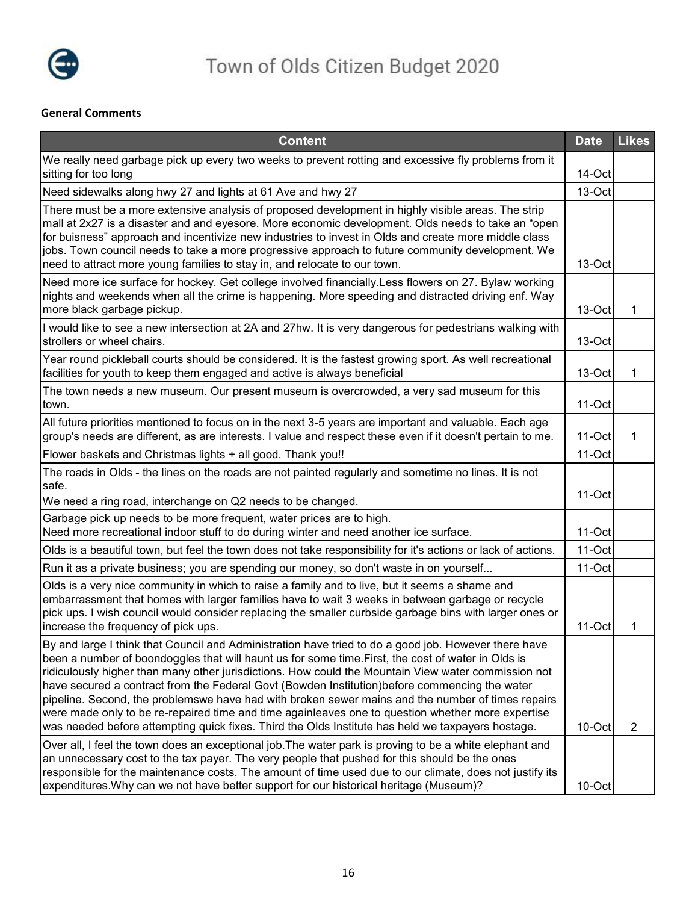# Town of Olds Citizen Budget 2020

**General Comments**

| Content | Date | Likes |
|---|---|---|
| We really need garbage pick up every two weeks to prevent rotting and excessive fly problems from it sitting for too long | 14-Oct | |
| Need sidewalks along hwy 27 and lights at 61 Ave and hwy 27 | 13-Oct | |
| There must be a more extensive analysis of proposed development in highly visible areas. The strip mall at 2x27 is a disaster and and eyesore. More economic development. Olds needs to take an "open for buisness" approach and incentivize new industries to invest in Olds and create more middle class jobs. Town council needs to take a more progressive approach to future community development. We need to attract more young families to stay in, and relocate to our town. | 13-Oct | |
| Need more ice surface for hockey. Get college involved financially.Less flowers on 27. Bylaw working nights and weekends when all the crime is happening. More speeding and distracted driving enf. Way more black garbage pickup. | 13-Oct | 1 |
| I would like to see a new intersection at 2A and 27hw. It is very dangerous for pedestrians walking with strollers or wheel chairs. | 13-Oct | |
| Year round pickleball courts should be considered. It is the fastest growing sport. As well recreational facilities for youth to keep them engaged and active is always beneficial | 13-Oct | 1 |
| The town needs a new museum. Our present museum is overcrowded, a very sad museum for this town. | 11-Oct | |
| All future priorities mentioned to focus on in the next 3-5 years are important and valuable. Each age group's needs are different, as are interests. I value and respect these even if it doesn't pertain to me. | 11-Oct | 1 |
| Flower baskets and Christmas lights + all good. Thank you!! | 11-Oct | |
| The roads in Olds - the lines on the roads are not painted regularly and sometime no lines. It is not safe.<br>We need a ring road, interchange on Q2 needs to be changed. | 11-Oct | |
| Garbage pick up needs to be more frequent, water prices are to high.<br>Need more recreational indoor stuff to do during winter and need another ice surface. | 11-Oct | |
| Olds is a beautiful town, but feel the town does not take responsibility for it's actions or lack of actions. | 11-Oct | |
| Run it as a private business; you are spending our money, so don't waste in on yourself... | 11-Oct | |
| Olds is a very nice community in which to raise a family and to live, but it seems a shame and embarrassment that homes with larger families have to wait 3 weeks in between garbage or recycle pick ups. I wish council would consider replacing the smaller curbside garbage bins with larger ones or increase the frequency of pick ups. | 11-Oct | 1 |
| By and large I think that Council and Administration have tried to do a good job. However there have been a number of boondoggles that will haunt us for some time.First, the cost of water in Olds is ridiculously higher than many other jurisdictions. How could the Mountain View water commission not have secured a contract from the Federal Govt (Bowden Institution)before commencing the water pipeline. Second, the problemswe have had with broken sewer mains and the number of times repairs were made only to be re-repaired time and time againleaves one to question whether more expertise was needed before attempting quick fixes. Third the Olds Institute has held we taxpayers hostage. | 10-Oct | 2 |
| Over all, I feel the town does an exceptional job.The water park is proving to be a white elephant and an unnecessary cost to the tax payer. The very people that pushed for this should be the ones responsible for the maintenance costs. The amount of time used due to our climate, does not justify its expenditures.Why can we not have better support for our historical heritage (Museum)? | 10-Oct | |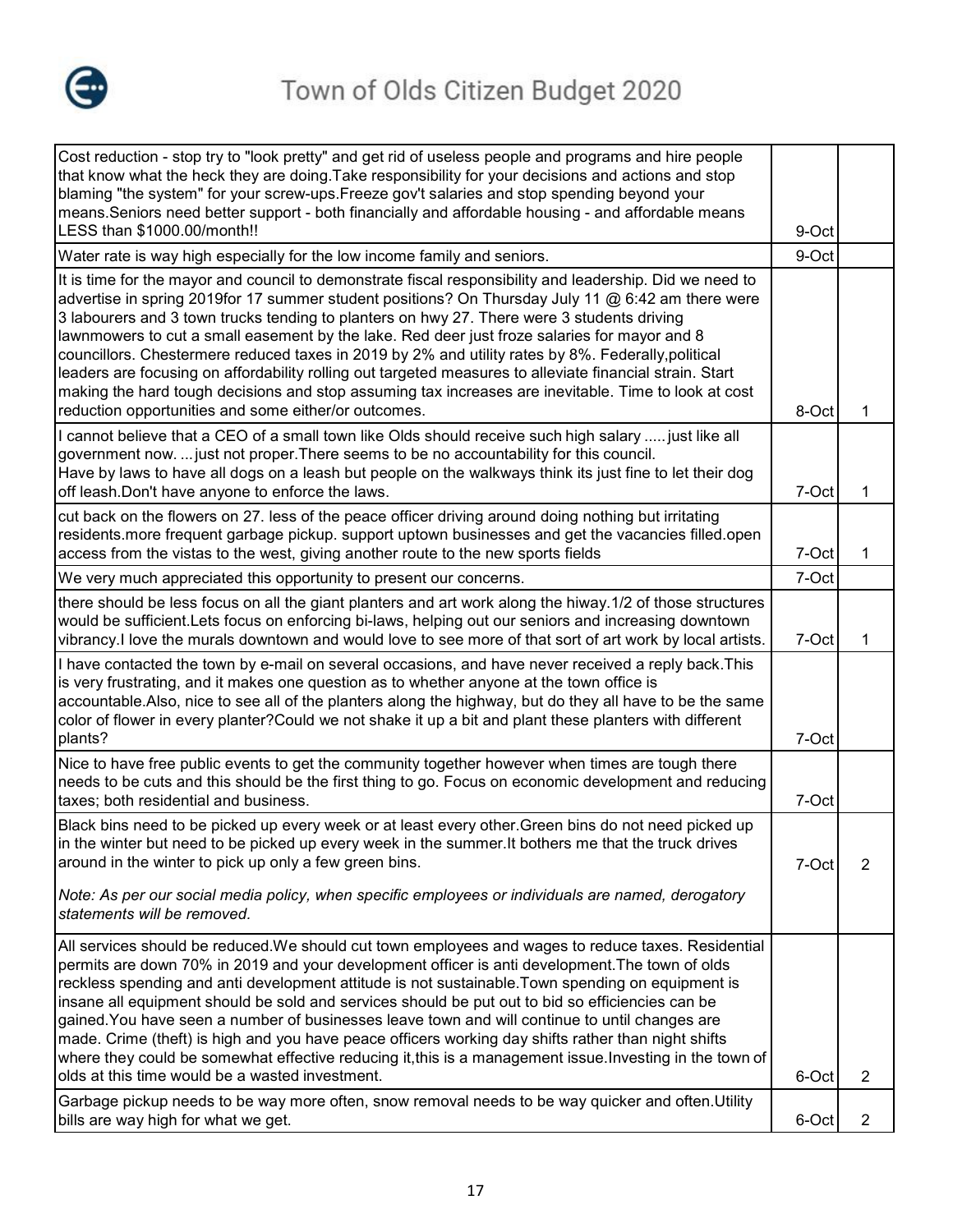| | | |
|---|---|---|
| Cost reduction - stop try to "look pretty" and get rid of useless people and programs and hire people that know what the heck they are doing.Take responsibility for your decisions and actions and stop blaming "the system" for your screw-ups.Freeze gov't salaries and stop spending beyond your means.Seniors need better support - both financially and affordable housing - and affordable means LESS than $1000.00/month!! | 9-Oct | |
| Water rate is way high especially for the low income family and seniors. | 9-Oct | |
| It is time for the mayor and council to demonstrate fiscal responsibility and leadership. Did we need to advertise in spring 2019for 17 summer student positions? On Thursday July 11 @ 6:42 am there were 3 labourers and 3 town trucks tending to planters on hwy 27. There were 3 students driving lawnmowers to cut a small easement by the lake. Red deer just froze salaries for mayor and 8 councillors. Chestermere reduced taxes in 2019 by 2% and utility rates by 8%. Federally,political leaders are focusing on affordability rolling out targeted measures to alleviate financial strain. Start making the hard tough decisions and stop assuming tax increases are inevitable. Time to look at cost reduction opportunities and some either/or outcomes. | 8-Oct | 1 |
| I cannot believe that a CEO of a small town like Olds should receive such high salary ..... just like all government now. ... just not proper.There seems to be no accountability for this council. Have by laws to have all dogs on a leash but people on the walkways think its just fine to let their dog off leash.Don't have anyone to enforce the laws. | 7-Oct | 1 |
| cut back on the flowers on 27. less of the peace officer driving around doing nothing but irritating residents.more frequent garbage pickup. support uptown businesses and get the vacancies filled.open access from the vistas to the west, giving another route to the new sports fields | 7-Oct | 1 |
| We very much appreciated this opportunity to present our concerns. | 7-Oct | |
| there should be less focus on all the giant planters and art work along the hiway.1/2 of those structures would be sufficient.Lets focus on enforcing bi-laws, helping out our seniors and increasing downtown vibrancy.I love the murals downtown and would love to see more of that sort of art work by local artists. | 7-Oct | 1 |
| I have contacted the town by e-mail on several occasions, and have never received a reply back.This is very frustrating, and it makes one question as to whether anyone at the town office is accountable.Also, nice to see all of the planters along the highway, but do they all have to be the same color of flower in every planter?Could we not shake it up a bit and plant these planters with different plants? | 7-Oct | |
| Nice to have free public events to get the community together however when times are tough there needs to be cuts and this should be the first thing to go. Focus on economic development and reducing taxes; both residential and business. | 7-Oct | |
| Black bins need to be picked up every week or at least every other.Green bins do not need picked up in the winter but need to be picked up every week in the summer.It bothers me that the truck drives around in the winter to pick up only a few green bins.<br><br>*Note: As per our social media policy, when specific employees or individuals are named, derogatory statements will be removed.* | 7-Oct | 2 |
| All services should be reduced.We should cut town employees and wages to reduce taxes. Residential permits are down 70% in 2019 and your development officer is anti development.The town of olds reckless spending and anti development attitude is not sustainable.Town spending on equipment is insane all equipment should be sold and services should be put out to bid so efficiencies can be gained.You have seen a number of businesses leave town and will continue to until changes are made. Crime (theft) is high and you have peace officers working day shifts rather than night shifts where they could be somewhat effective reducing it,this is a management issue.Investing in the town of olds at this time would be a wasted investment. | 6-Oct | 2 |
| Garbage pickup needs to be way more often, snow removal needs to be way quicker and often.Utility bills are way high for what we get. | 6-Oct | 2 |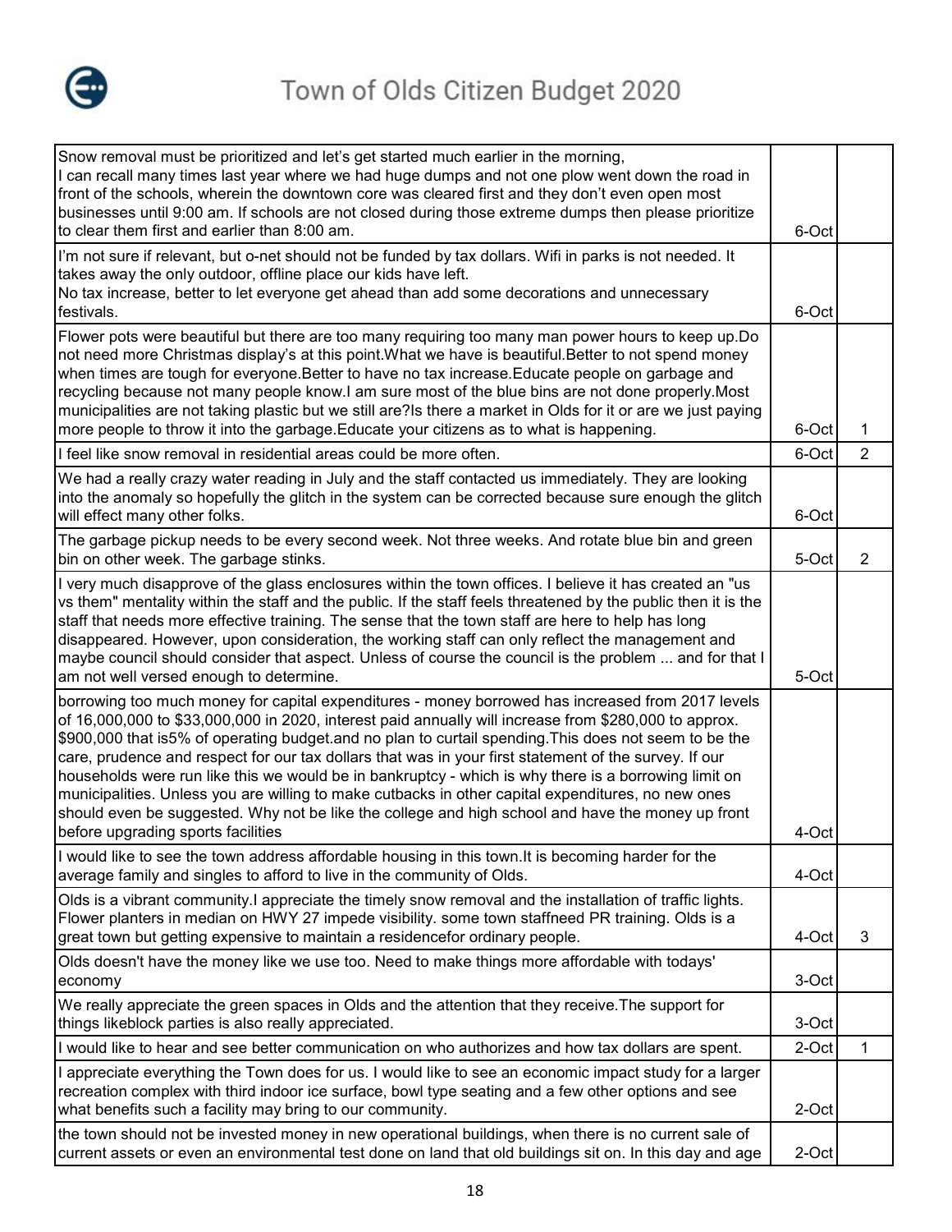| Comment | Date | |
|---|---|---|
| Snow removal must be prioritized and let's get started much earlier in the morning, I can recall many times last year where we had huge dumps and not one plow went down the road in front of the schools, wherein the downtown core was cleared first and they don't even open most businesses until 9:00 am. If schools are not closed during those extreme dumps then please prioritize to clear them first and earlier than 8:00 am. | 6-Oct | |
| I'm not sure if relevant, but o-net should not be funded by tax dollars. Wifi in parks is not needed. It takes away the only outdoor, offline place our kids have left. No tax increase, better to let everyone get ahead than add some decorations and unnecessary festivals. | 6-Oct | |
| Flower pots were beautiful but there are too many requiring too many man power hours to keep up.Do not need more Christmas display's at this point.What we have is beautiful.Better to not spend money when times are tough for everyone.Better to have no tax increase.Educate people on garbage and recycling because not many people know.I am sure most of the blue bins are not done properly.Most municipalities are not taking plastic but we still are?Is there a market in Olds for it or are we just paying more people to throw it into the garbage.Educate your citizens as to what is happening. | 6-Oct | 1 |
| I feel like snow removal in residential areas could be more often. | 6-Oct | 2 |
| We had a really crazy water reading in July and the staff contacted us immediately. They are looking into the anomaly so hopefully the glitch in the system can be corrected because sure enough the glitch will effect many other folks. | 6-Oct | |
| The garbage pickup needs to be every second week. Not three weeks. And rotate blue bin and green bin on other week. The garbage stinks. | 5-Oct | 2 |
| I very much disapprove of the glass enclosures within the town offices. I believe it has created an "us vs them" mentality within the staff and the public. If the staff feels threatened by the public then it is the staff that needs more effective training. The sense that the town staff are here to help has long disappeared. However, upon consideration, the working staff can only reflect the management and maybe council should consider that aspect. Unless of course the council is the problem ... and for that I am not well versed enough to determine. | 5-Oct | |
| borrowing too much money for capital expenditures - money borrowed has increased from 2017 levels of 16,000,000 to $33,000,000 in 2020, interest paid annually will increase from $280,000 to approx. $900,000 that is5% of operating budget.and no plan to curtail spending.This does not seem to be the care, prudence and respect for our tax dollars that was in your first statement of the survey. If our households were run like this we would be in bankruptcy - which is why there is a borrowing limit on municipalities. Unless you are willing to make cutbacks in other capital expenditures, no new ones should even be suggested. Why not be like the college and high school and have the money up front before upgrading sports facilities | 4-Oct | |
| I would like to see the town address affordable housing in this town.It is becoming harder for the average family and singles to afford to live in the community of Olds. | 4-Oct | |
| Olds is a vibrant community.I appreciate the timely snow removal and the installation of traffic lights. Flower planters in median on HWY 27 impede visibility. some town staffneed PR training. Olds is a great town but getting expensive to maintain a residencefor ordinary people. | 4-Oct | 3 |
| Olds doesn't have the money like we use too. Need to make things more affordable with todays' economy | 3-Oct | |
| We really appreciate the green spaces in Olds and the attention that they receive.The support for things likeblock parties is also really appreciated. | 3-Oct | |
| I would like to hear and see better communication on who authorizes and how tax dollars are spent. | 2-Oct | 1 |
| I appreciate everything the Town does for us. I would like to see an economic impact study for a larger recreation complex with third indoor ice surface, bowl type seating and a few other options and see what benefits such a facility may bring to our community. | 2-Oct | |
| the town should not be invested money in new operational buildings, when there is no current sale of current assets or even an environmental test done on land that old buildings sit on. In this day and age | 2-Oct | |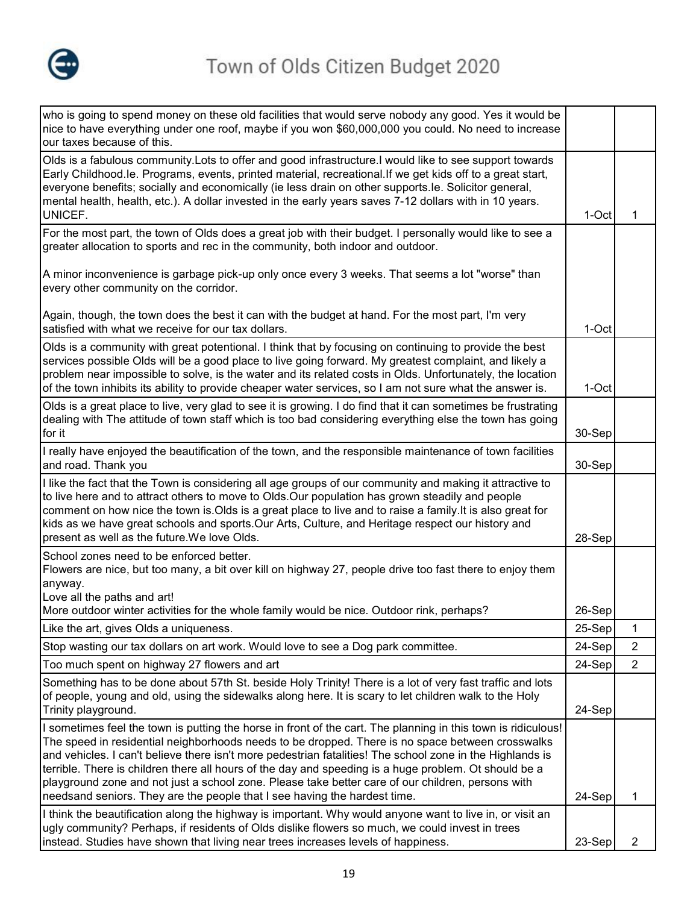| | | |
|---|---|---|
| who is going to spend money on these old facilities that would serve nobody any good. Yes it would be nice to have everything under one roof, maybe if you won $60,000,000 you could. No need to increase our taxes because of this. | | |
| Olds is a fabulous community.Lots to offer and good infrastructure.I would like to see support towards Early Childhood.Ie. Programs, events, printed material, recreational.If we get kids off to a great start, everyone benefits; socially and economically (ie less drain on other supports.Ie. Solicitor general, mental health, health, etc.). A dollar invested in the early years saves 7-12 dollars with in 10 years. UNICEF. | 1-Oct | 1 |
| For the most part, the town of Olds does a great job with their budget. I personally would like to see a greater allocation to sports and rec in the community, both indoor and outdoor.<br><br>A minor inconvenience is garbage pick-up only once every 3 weeks. That seems a lot "worse" than every other community on the corridor.<br><br>Again, though, the town does the best it can with the budget at hand. For the most part, I'm very satisfied with what we receive for our tax dollars. | 1-Oct | |
| Olds is a community with great potentional. I think that by focusing on continuing to provide the best services possible Olds will be a good place to live going forward. My greatest complaint, and likely a problem near impossible to solve, is the water and its related costs in Olds. Unfortunately, the location of the town inhibits its ability to provide cheaper water services, so I am not sure what the answer is. | 1-Oct | |
| Olds is a great place to live, very glad to see it is growing. I do find that it can sometimes be frustrating dealing with The attitude of town staff which is too bad considering everything else the town has going for it | 30-Sep | |
| I really have enjoyed the beautification of the town, and the responsible maintenance of town facilities and road. Thank you | 30-Sep | |
| I like the fact that the Town is considering all age groups of our community and making it attractive to to live here and to attract others to move to Olds.Our population has grown steadily and people comment on how nice the town is.Olds is a great place to live and to raise a family.It is also great for kids as we have great schools and sports.Our Arts, Culture, and Heritage respect our history and present as well as the future.We love Olds. | 28-Sep | |
| School zones need to be enforced better.<br>Flowers are nice, but too many, a bit over kill on highway 27, people drive too fast there to enjoy them anyway.<br>Love all the paths and art!<br>More outdoor winter activities for the whole family would be nice. Outdoor rink, perhaps? | 26-Sep | |
| Like the art, gives Olds a uniqueness. | 25-Sep | 1 |
| Stop wasting our tax dollars on art work. Would love to see a Dog park committee. | 24-Sep | 2 |
| Too much spent on highway 27 flowers and art | 24-Sep | 2 |
| Something has to be done about 57th St. beside Holy Trinity! There is a lot of very fast traffic and lots of people, young and old, using the sidewalks along here. It is scary to let children walk to the Holy Trinity playground. | 24-Sep | |
| I sometimes feel the town is putting the horse in front of the cart. The planning in this town is ridiculous! The speed in residential neighborhoods needs to be dropped. There is no space between crosswalks and vehicles. I can't believe there isn't more pedestrian fatalities! The school zone in the Highlands is terrible. There is children there all hours of the day and speeding is a huge problem. Ot should be a playground zone and not just a school zone. Please take better care of our children, persons with needsand seniors. They are the people that I see having the hardest time. | 24-Sep | 1 |
| I think the beautification along the highway is important. Why would anyone want to live in, or visit an ugly community? Perhaps, if residents of Olds dislike flowers so much, we could invest in trees instead. Studies have shown that living near trees increases levels of happiness. | 23-Sep | 2 |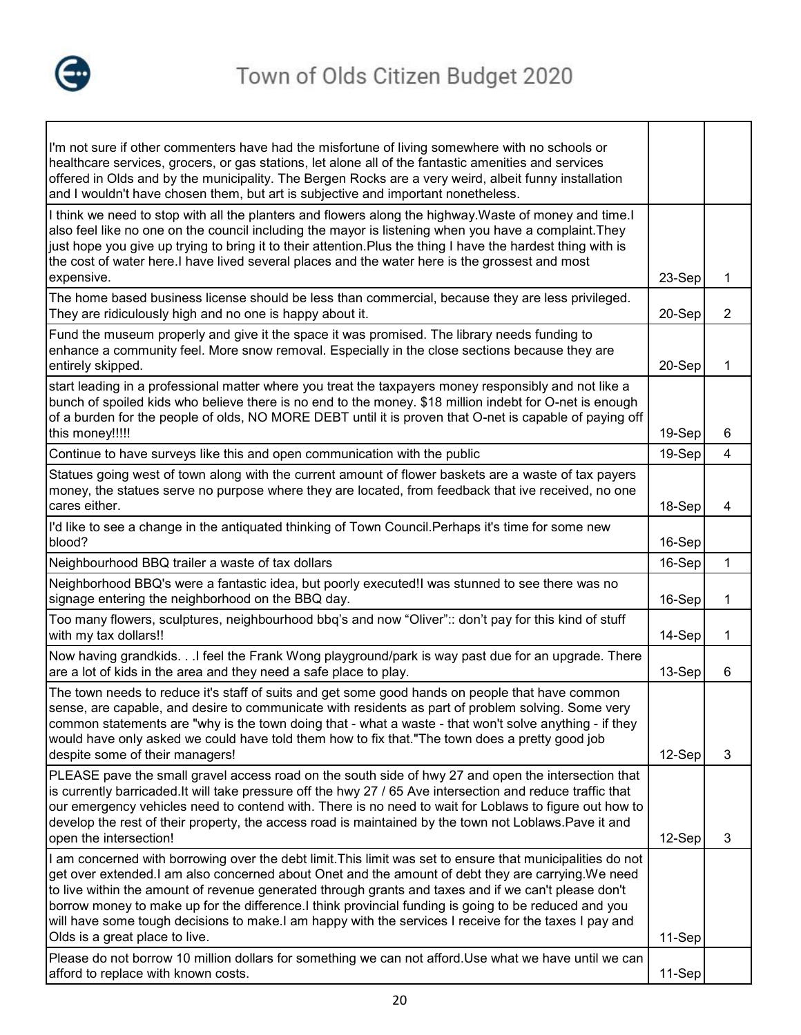# Town of Olds Citizen Budget 2020

| | | |
|---|---|---|
| I'm not sure if other commenters have had the misfortune of living somewhere with no schools or healthcare services, grocers, or gas stations, let alone all of the fantastic amenities and services offered in Olds and by the municipality. The Bergen Rocks are a very weird, albeit funny installation and I wouldn't have chosen them, but art is subjective and important nonetheless. | | |
| I think we need to stop with all the planters and flowers along the highway.Waste of money and time.I also feel like no one on the council including the mayor is listening when you have a complaint.They just hope you give up trying to bring it to their attention.Plus the thing I have the hardest thing with is the cost of water here.I have lived several places and the water here is the grossest and most expensive. | 23-Sep | 1 |
| The home based business license should be less than commercial, because they are less privileged. They are ridiculously high and no one is happy about it. | 20-Sep | 2 |
| Fund the museum properly and give it the space it was promised. The library needs funding to enhance a community feel. More snow removal. Especially in the close sections because they are entirely skipped. | 20-Sep | 1 |
| start leading in a professional matter where you treat the taxpayers money responsibly and not like a bunch of spoiled kids who believe there is no end to the money. $18 million indebt for O-net is enough of a burden for the people of olds, NO MORE DEBT until it is proven that O-net is capable of paying off this money!!!!! | 19-Sep | 6 |
| Continue to have surveys like this and open communication with the public | 19-Sep | 4 |
| Statues going west of town along with the current amount of flower baskets are a waste of tax payers money, the statues serve no purpose where they are located, from feedback that ive received, no one cares either. | 18-Sep | 4 |
| I'd like to see a change in the antiquated thinking of Town Council.Perhaps it's time for some new blood? | 16-Sep | |
| Neighbourhood BBQ trailer a waste of tax dollars | 16-Sep | 1 |
| Neighborhood BBQ's were a fantastic idea, but poorly executed!I was stunned to see there was no signage entering the neighborhood on the BBQ day. | 16-Sep | 1 |
| Too many flowers, sculptures, neighbourhood bbq's and now "Oliver":: don't pay for this kind of stuff with my tax dollars!! | 14-Sep | 1 |
| Now having grandkids. . .I feel the Frank Wong playground/park is way past due for an upgrade. There are a lot of kids in the area and they need a safe place to play. | 13-Sep | 6 |
| The town needs to reduce it's staff of suits and get some good hands on people that have common sense, are capable, and desire to communicate with residents as part of problem solving. Some very common statements are "why is the town doing that - what a waste - that won't solve anything - if they would have only asked we could have told them how to fix that."The town does a pretty good job despite some of their managers! | 12-Sep | 3 |
| PLEASE pave the small gravel access road on the south side of hwy 27 and open the intersection that is currently barricaded.It will take pressure off the hwy 27 / 65 Ave intersection and reduce traffic that our emergency vehicles need to contend with. There is no need to wait for Loblaws to figure out how to develop the rest of their property, the access road is maintained by the town not Loblaws.Pave it and open the intersection! | 12-Sep | 3 |
| I am concerned with borrowing over the debt limit.This limit was set to ensure that municipalities do not get over extended.I am also concerned about Onet and the amount of debt they are carrying.We need to live within the amount of revenue generated through grants and taxes and if we can't please don't borrow money to make up for the difference.I think provincial funding is going to be reduced and you will have some tough decisions to make.I am happy with the services I receive for the taxes I pay and Olds is a great place to live. | 11-Sep | |
| Please do not borrow 10 million dollars for something we can not afford.Use what we have until we can afford to replace with known costs. | 11-Sep | |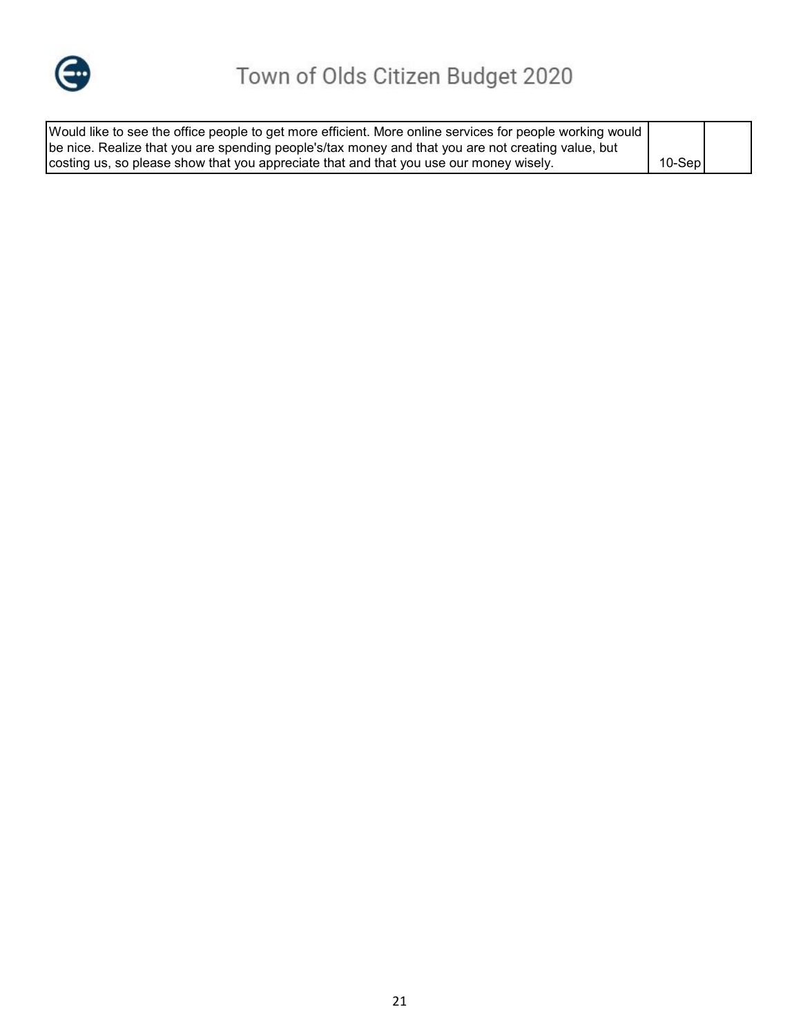| | | |
|---|---|---|
| Would like to see the office people to get more efficient. More online services for people working would be nice. Realize that you are spending people's/tax money and that you are not creating value, but costing us, so please show that you appreciate that and that you use our money wisely. | 10-Sep | |